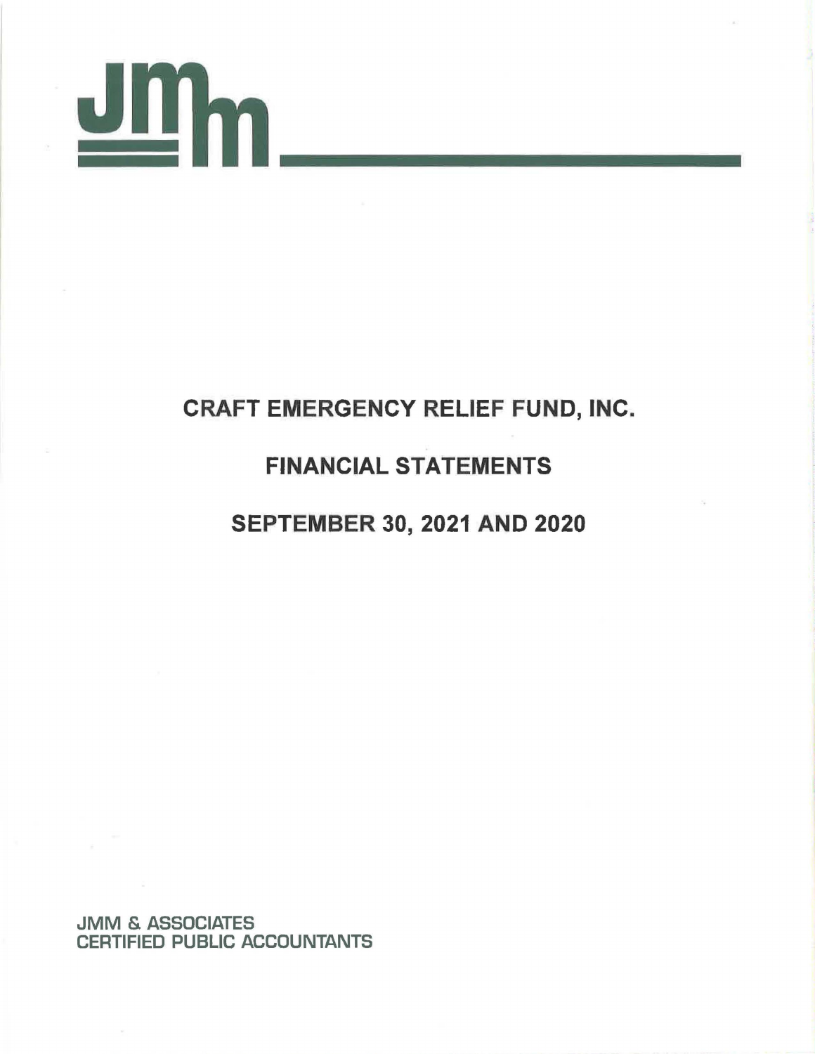# CRAFT EMERGENCY RELIEF FUND, INC.

## FINANCIAL STATEMENTS

## SEPTEMBER 30, 2021 AND 2020

JMM & ASSOCIATES
CERTIFIED PUBLIC ACCOUNTANTS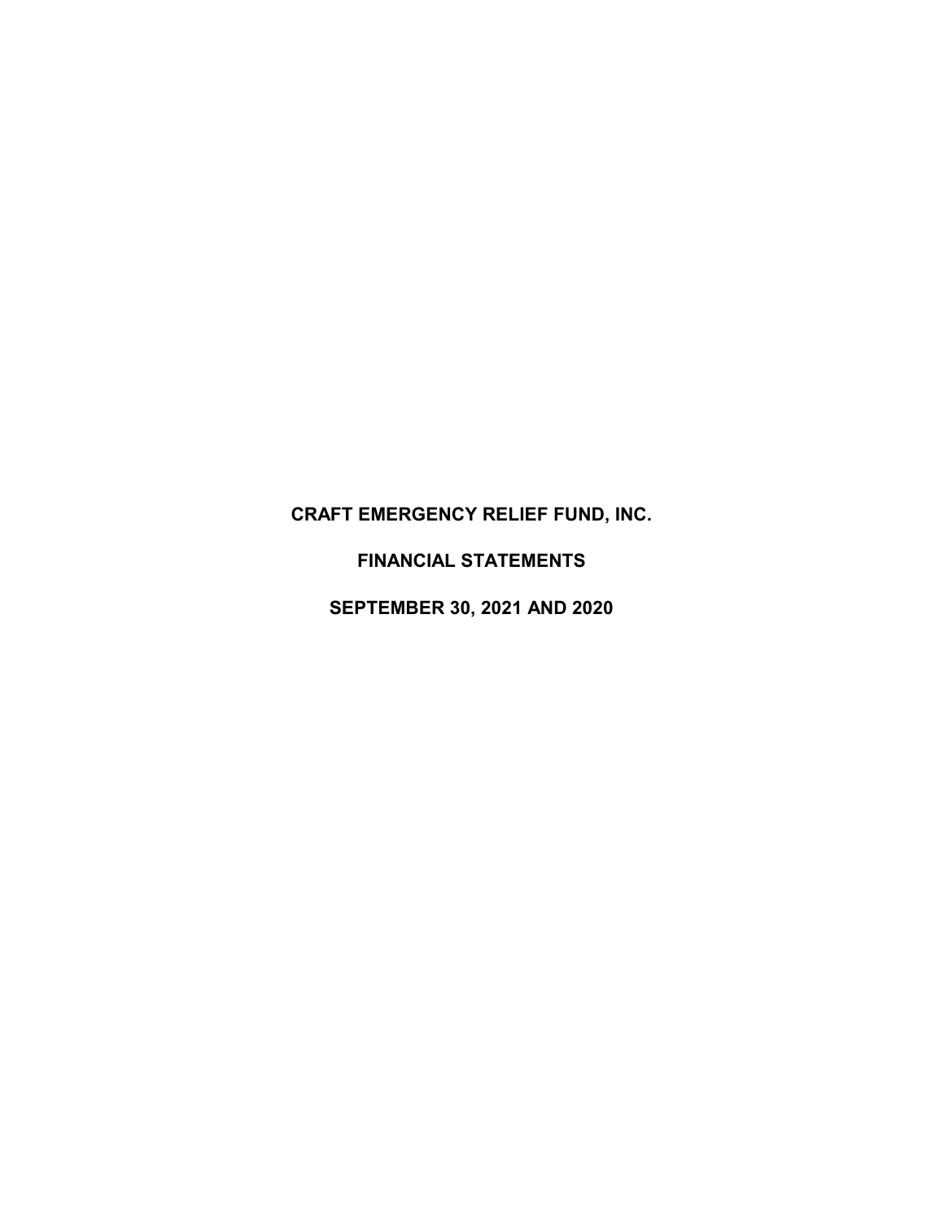# CRAFT EMERGENCY RELIEF FUND, INC.

## FINANCIAL STATEMENTS

## SEPTEMBER 30, 2021 AND 2020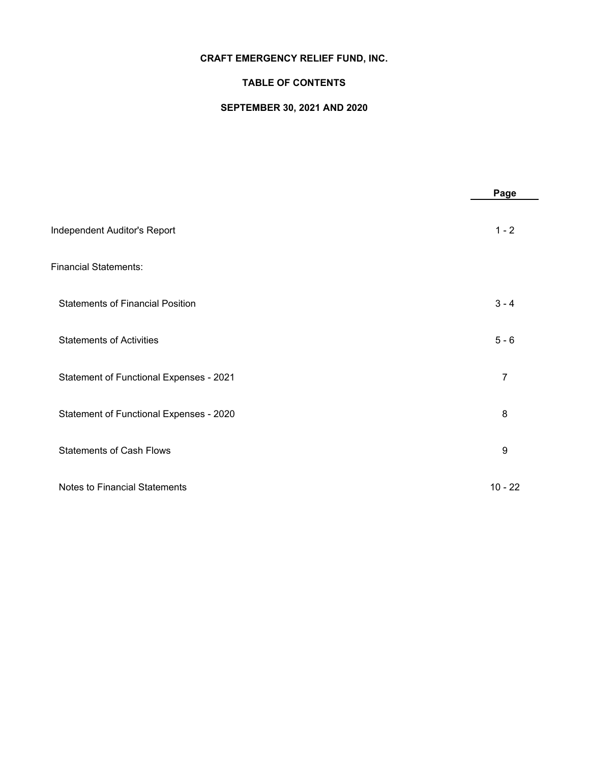**CRAFT EMERGENCY RELIEF FUND, INC.**

**TABLE OF CONTENTS**

**SEPTEMBER 30, 2021 AND 2020**

| | Page |
|---|---|
| Independent Auditor's Report | 1 - 2 |
| Financial Statements: | |
| Statements of Financial Position | 3 - 4 |
| Statements of Activities | 5 - 6 |
| Statement of Functional Expenses - 2021 | 7 |
| Statement of Functional Expenses - 2020 | 8 |
| Statements of Cash Flows | 9 |
| Notes to Financial Statements | 10 - 22 |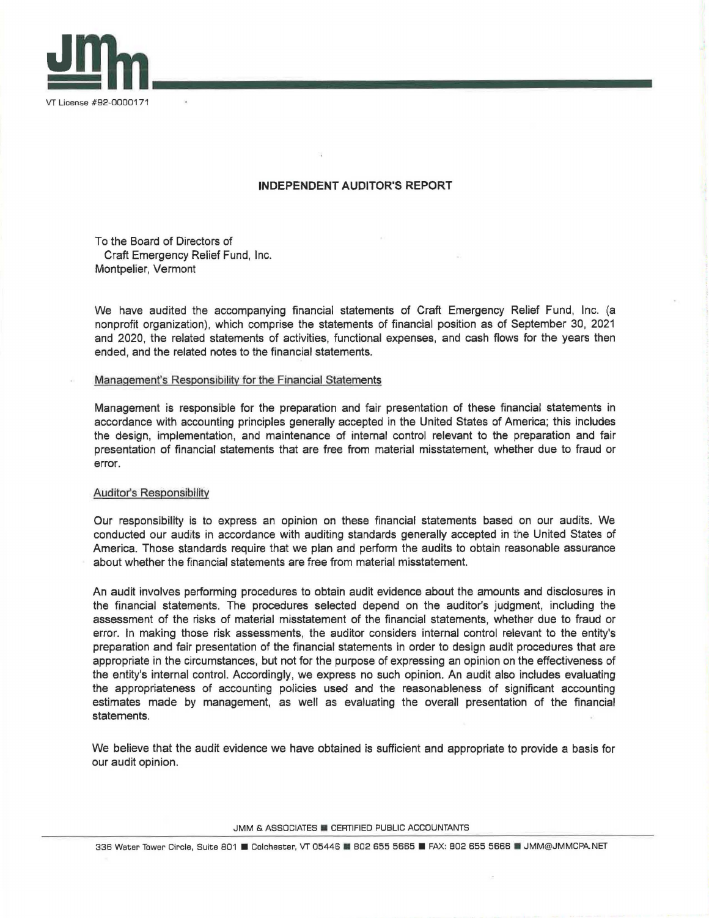VT License #92-0000171

## INDEPENDENT AUDITOR'S REPORT

To the Board of Directors of
Craft Emergency Relief Fund, Inc.
Montpelier, Vermont

We have audited the accompanying financial statements of Craft Emergency Relief Fund, Inc. (a nonprofit organization), which comprise the statements of financial position as of September 30, 2021 and 2020, the related statements of activities, functional expenses, and cash flows for the years then ended, and the related notes to the financial statements.

### Management's Responsibility for the Financial Statements

Management is responsible for the preparation and fair presentation of these financial statements in accordance with accounting principles generally accepted in the United States of America; this includes the design, implementation, and maintenance of internal control relevant to the preparation and fair presentation of financial statements that are free from material misstatement, whether due to fraud or error.

### Auditor's Responsibility

Our responsibility is to express an opinion on these financial statements based on our audits. We conducted our audits in accordance with auditing standards generally accepted in the United States of America. Those standards require that we plan and perform the audits to obtain reasonable assurance about whether the financial statements are free from material misstatement.

An audit involves performing procedures to obtain audit evidence about the amounts and disclosures in the financial statements. The procedures selected depend on the auditor's judgment, including the assessment of the risks of material misstatement of the financial statements, whether due to fraud or error. In making those risk assessments, the auditor considers internal control relevant to the entity's preparation and fair presentation of the financial statements in order to design audit procedures that are appropriate in the circumstances, but not for the purpose of expressing an opinion on the effectiveness of the entity's internal control. Accordingly, we express no such opinion. An audit also includes evaluating the appropriateness of accounting policies used and the reasonableness of significant accounting estimates made by management, as well as evaluating the overall presentation of the financial statements.

We believe that the audit evidence we have obtained is sufficient and appropriate to provide a basis for our audit opinion.

JMM & ASSOCIATES ■ CERTIFIED PUBLIC ACCOUNTANTS

336 Water Tower Circle, Suite 801 ■ Colchester, VT 05446 ■ 802 655 5665 ■ FAX: 802 655 5666 ■ JMM@JMMCPA.NET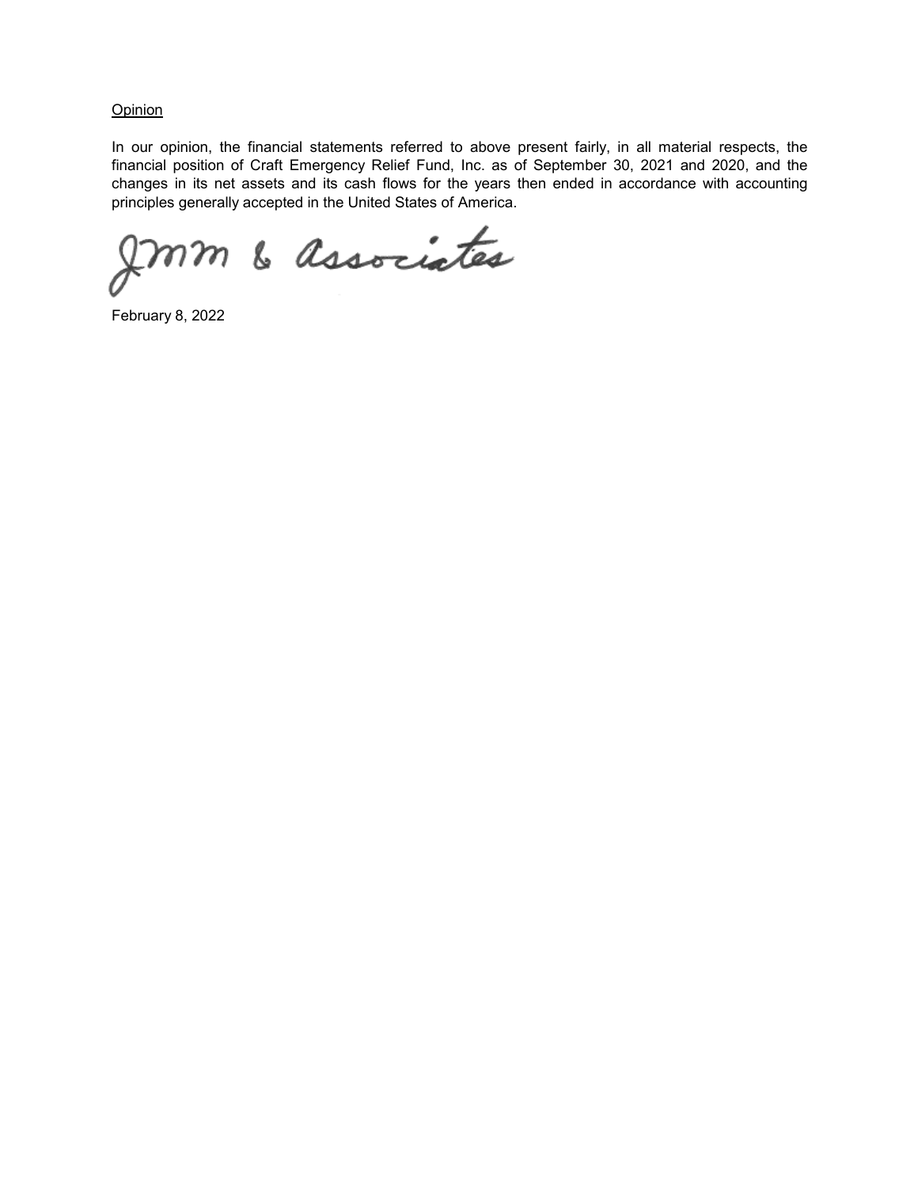Opinion

In our opinion, the financial statements referred to above present fairly, in all material respects, the financial position of Craft Emergency Relief Fund, Inc. as of September 30, 2021 and 2020, and the changes in its net assets and its cash flows for the years then ended in accordance with accounting principles generally accepted in the United States of America.

JMM & Associates

February 8, 2022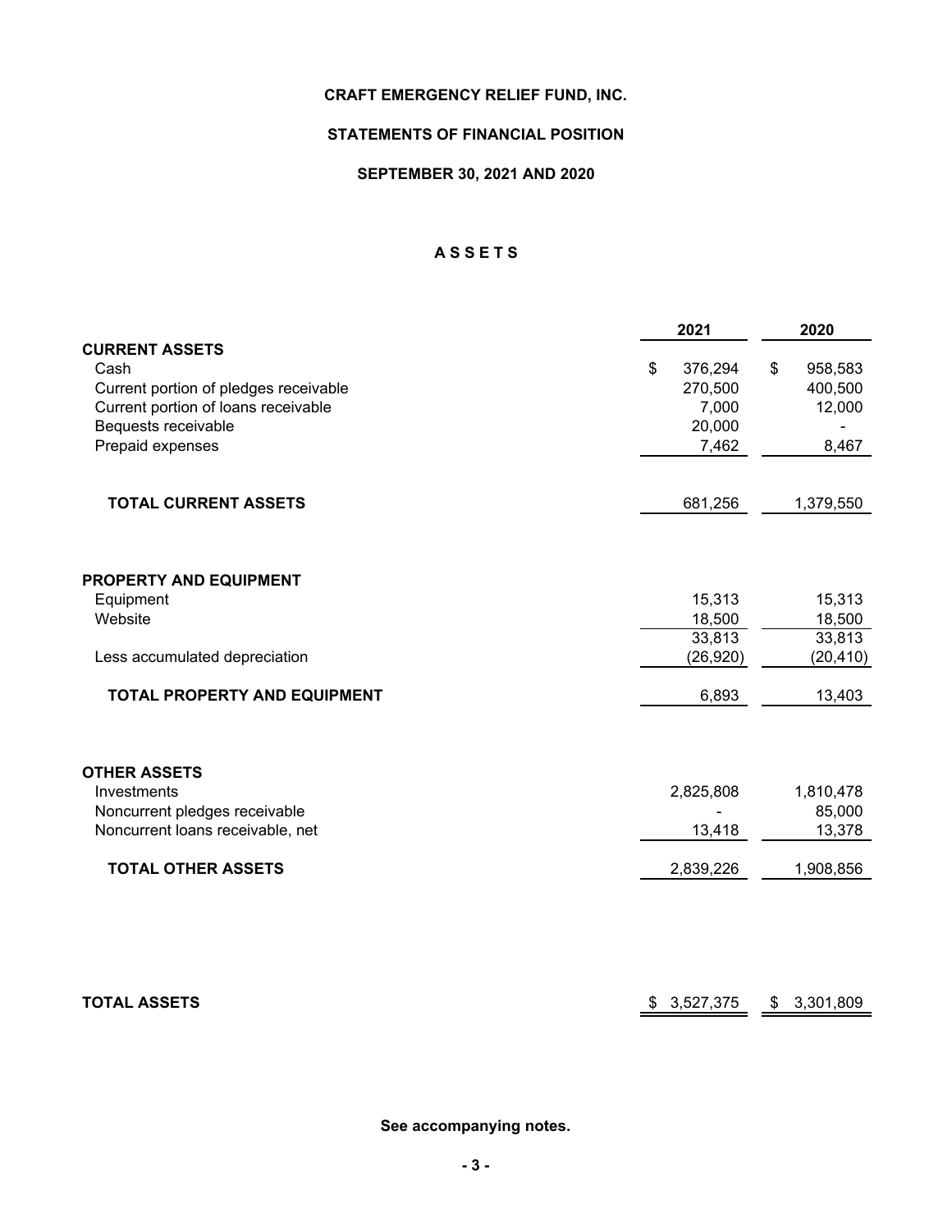# CRAFT EMERGENCY RELIEF FUND, INC.

## STATEMENTS OF FINANCIAL POSITION

## SEPTEMBER 30, 2021 AND 2020

### A S S E T S

| | 2021 | 2020 |
|---|---|---|
| **CURRENT ASSETS** | | |
| Cash | $ 376,294 | $ 958,583 |
| Current portion of pledges receivable | 270,500 | 400,500 |
| Current portion of loans receivable | 7,000 | 12,000 |
| Bequests receivable | 20,000 | - |
| Prepaid expenses | 7,462 | 8,467 |
| **TOTAL CURRENT ASSETS** | 681,256 | 1,379,550 |
| **PROPERTY AND EQUIPMENT** | | |
| Equipment | 15,313 | 15,313 |
| Website | 18,500 | 18,500 |
| | 33,813 | 33,813 |
| Less accumulated depreciation | (26,920) | (20,410) |
| **TOTAL PROPERTY AND EQUIPMENT** | 6,893 | 13,403 |
| **OTHER ASSETS** | | |
| Investments | 2,825,808 | 1,810,478 |
| Noncurrent pledges receivable | - | 85,000 |
| Noncurrent loans receivable, net | 13,418 | 13,378 |
| **TOTAL OTHER ASSETS** | 2,839,226 | 1,908,856 |
| **TOTAL ASSETS** | $ 3,527,375 | $ 3,301,809 |

**See accompanying notes.**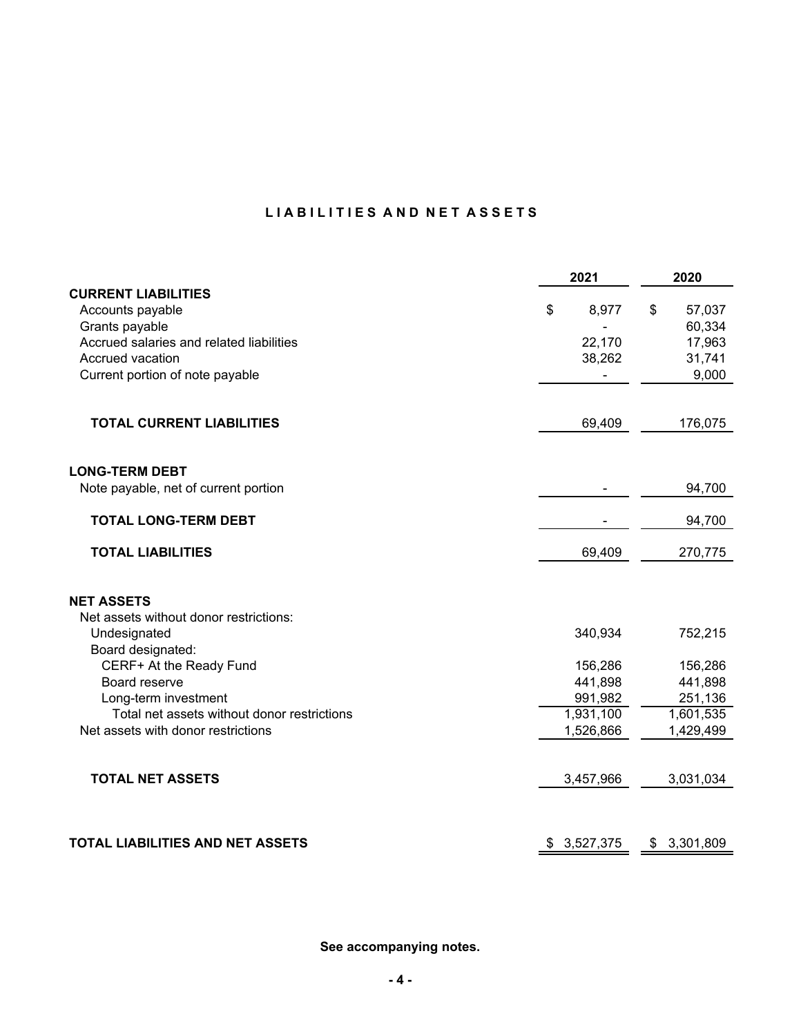## LIABILITIES AND NET ASSETS

| | 2021 | 2020 |
|---|---|---|
| **CURRENT LIABILITIES** | | |
| Accounts payable | $ 8,977 | $ 57,037 |
| Grants payable | - | 60,334 |
| Accrued salaries and related liabilities | 22,170 | 17,963 |
| Accrued vacation | 38,262 | 31,741 |
| Current portion of note payable | - | 9,000 |
| **TOTAL CURRENT LIABILITIES** | 69,409 | 176,075 |
| **LONG-TERM DEBT** | | |
| Note payable, net of current portion | - | 94,700 |
| **TOTAL LONG-TERM DEBT** | - | 94,700 |
| **TOTAL LIABILITIES** | 69,409 | 270,775 |
| **NET ASSETS** | | |
| Net assets without donor restrictions: | | |
| Undesignated | 340,934 | 752,215 |
| Board designated: | | |
| CERF+ At the Ready Fund | 156,286 | 156,286 |
| Board reserve | 441,898 | 441,898 |
| Long-term investment | 991,982 | 251,136 |
| Total net assets without donor restrictions | 1,931,100 | 1,601,535 |
| Net assets with donor restrictions | 1,526,866 | 1,429,499 |
| **TOTAL NET ASSETS** | 3,457,966 | 3,031,034 |
| **TOTAL LIABILITIES AND NET ASSETS** | $ 3,527,375 | $ 3,301,809 |

**See accompanying notes.**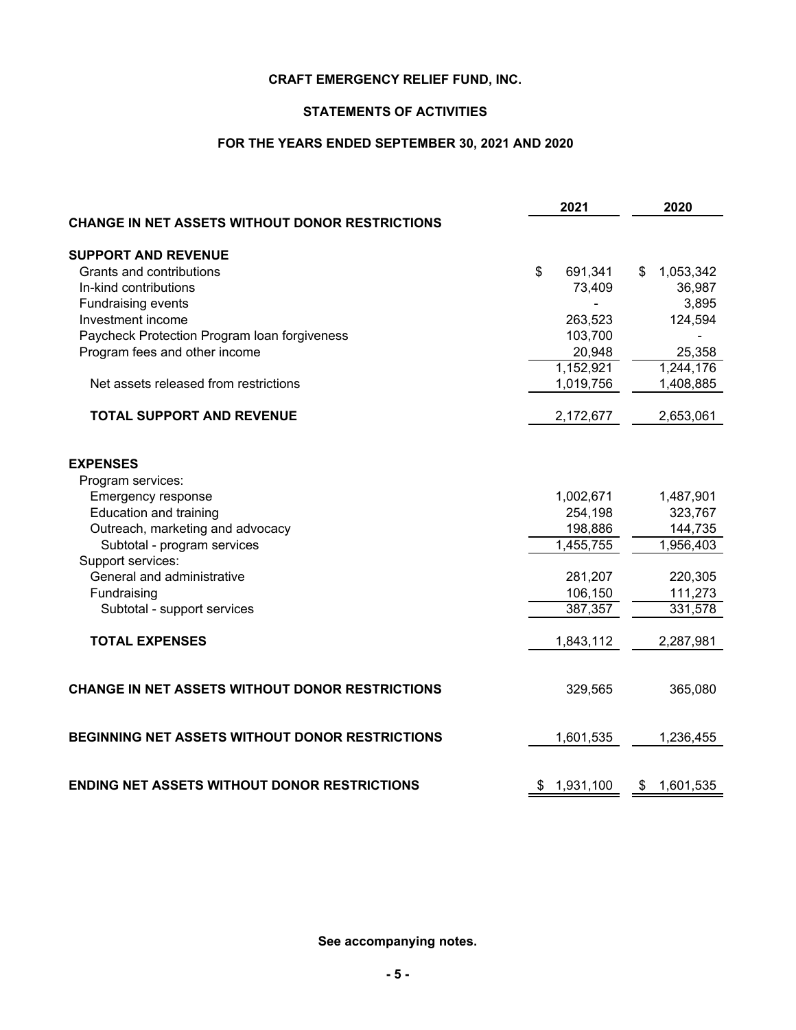**CRAFT EMERGENCY RELIEF FUND, INC.**

**STATEMENTS OF ACTIVITIES**

**FOR THE YEARS ENDED SEPTEMBER 30, 2021 AND 2020**

| | 2021 | 2020 |
|---|---|---|
| **CHANGE IN NET ASSETS WITHOUT DONOR RESTRICTIONS** | | |
| **SUPPORT AND REVENUE** | | |
| Grants and contributions | $ 691,341 | $ 1,053,342 |
| In-kind contributions | 73,409 | 36,987 |
| Fundraising events | - | 3,895 |
| Investment income | 263,523 | 124,594 |
| Paycheck Protection Program loan forgiveness | 103,700 | - |
| Program fees and other income | 20,948 | 25,358 |
| | 1,152,921 | 1,244,176 |
| Net assets released from restrictions | 1,019,756 | 1,408,885 |
| **TOTAL SUPPORT AND REVENUE** | 2,172,677 | 2,653,061 |
| **EXPENSES** | | |
| Program services: | | |
| Emergency response | 1,002,671 | 1,487,901 |
| Education and training | 254,198 | 323,767 |
| Outreach, marketing and advocacy | 198,886 | 144,735 |
| Subtotal - program services | 1,455,755 | 1,956,403 |
| Support services: | | |
| General and administrative | 281,207 | 220,305 |
| Fundraising | 106,150 | 111,273 |
| Subtotal - support services | 387,357 | 331,578 |
| **TOTAL EXPENSES** | 1,843,112 | 2,287,981 |
| **CHANGE IN NET ASSETS WITHOUT DONOR RESTRICTIONS** | 329,565 | 365,080 |
| **BEGINNING NET ASSETS WITHOUT DONOR RESTRICTIONS** | 1,601,535 | 1,236,455 |
| **ENDING NET ASSETS WITHOUT DONOR RESTRICTIONS** | $ 1,931,100 | $ 1,601,535 |

**See accompanying notes.**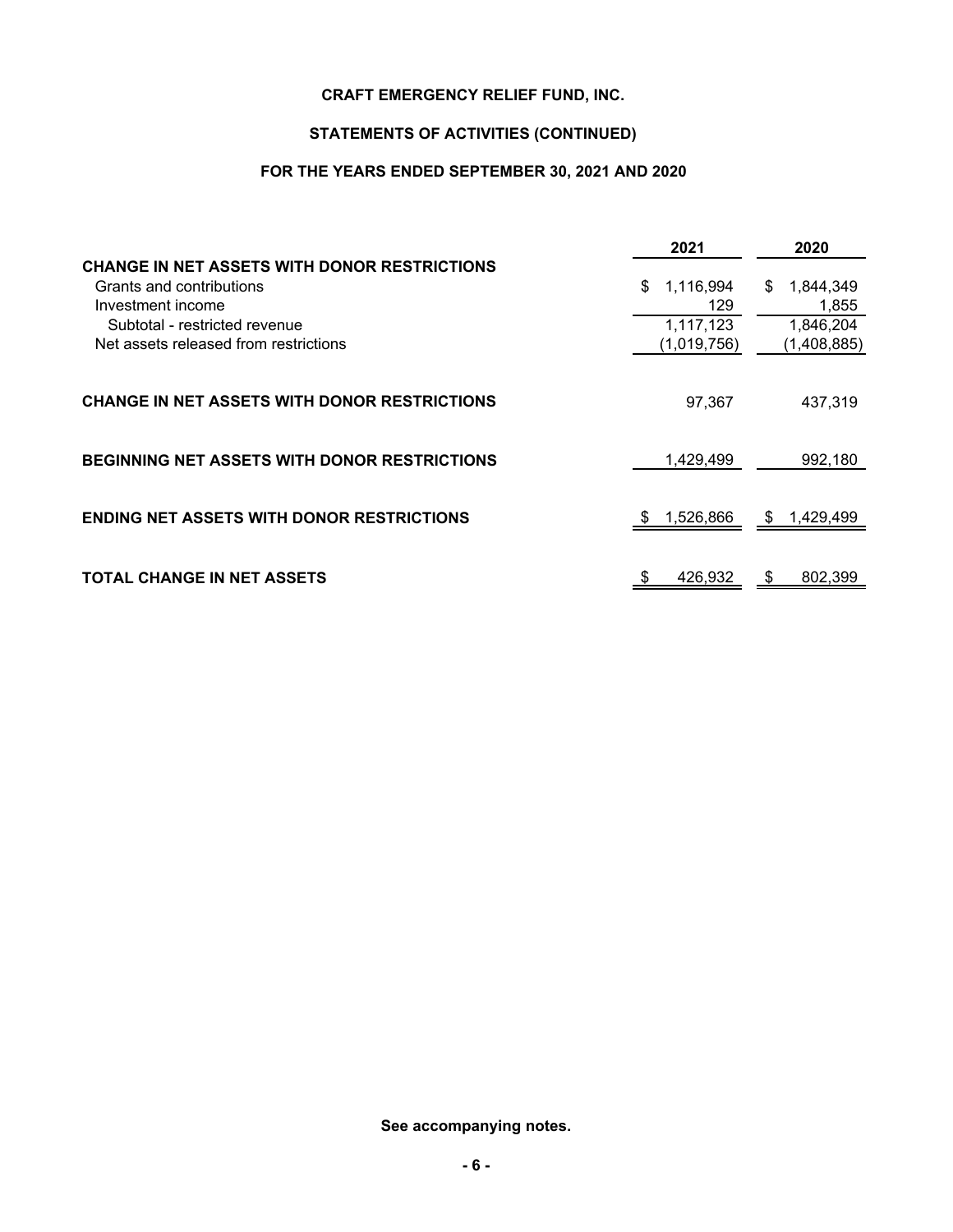**CRAFT EMERGENCY RELIEF FUND, INC.**

**STATEMENTS OF ACTIVITIES (CONTINUED)**

**FOR THE YEARS ENDED SEPTEMBER 30, 2021 AND 2020**

| | 2021 | 2020 |
|---|---|---|
| **CHANGE IN NET ASSETS WITH DONOR RESTRICTIONS** | | |
| Grants and contributions | $ 1,116,994 | $ 1,844,349 |
| Investment income | 129 | 1,855 |
| Subtotal - restricted revenue | 1,117,123 | 1,846,204 |
| Net assets released from restrictions | (1,019,756) | (1,408,885) |
| **CHANGE IN NET ASSETS WITH DONOR RESTRICTIONS** | 97,367 | 437,319 |
| **BEGINNING NET ASSETS WITH DONOR RESTRICTIONS** | 1,429,499 | 992,180 |
| **ENDING NET ASSETS WITH DONOR RESTRICTIONS** | $ 1,526,866 | $ 1,429,499 |
| **TOTAL CHANGE IN NET ASSETS** | $ 426,932 | $ 802,399 |

**See accompanying notes.**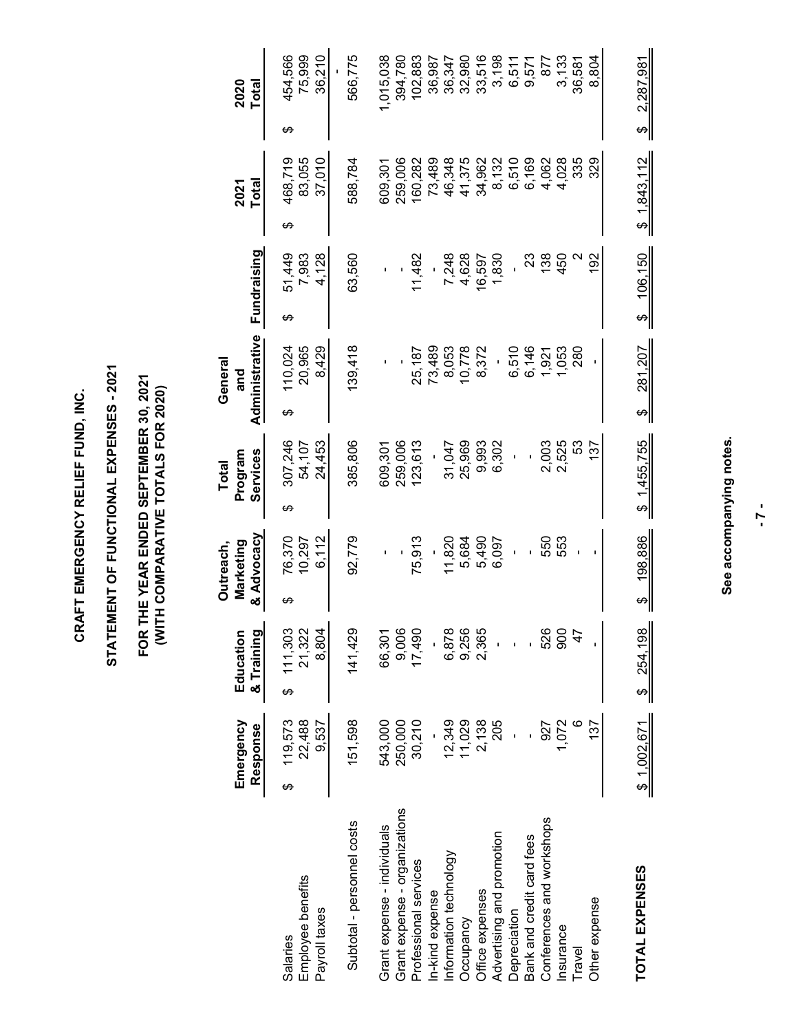# CRAFT EMERGENCY RELIEF FUND, INC.

## STATEMENT OF FUNCTIONAL EXPENSES - 2021

### FOR THE YEAR ENDED SEPTEMBER 30, 2021
### (WITH COMPARATIVE TOTALS FOR 2020)

| | Emergency Response | Education & Training | Outreach, Marketing & Advocacy | Total Program Services | General and Administrative | Fundraising | 2021 Total | 2020 Total |
|---|---|---|---|---|---|---|---|---|
| Salaries | $ 119,573 | $ 111,303 | $ 76,370 | $ 307,246 | $ 110,024 | $ 51,449 | $ 468,719 | $ 454,566 |
| Employee benefits | 22,488 | 21,322 | 10,297 | 54,107 | 20,965 | 7,983 | 83,055 | 75,999 |
| Payroll taxes | 9,537 | 8,804 | 6,112 | 24,453 | 8,429 | 4,128 | 37,010 | 36,210 |
| | | | | | | | | - |
| Subtotal - personnel costs | 151,598 | 141,429 | 92,779 | 385,806 | 139,418 | 63,560 | 588,784 | 566,775 |
| Grant expense - individuals | 543,000 | 66,301 | - | 609,301 | - | - | 609,301 | 1,015,038 |
| Grant expense - organizations | 250,000 | 9,006 | - | 259,006 | - | - | 259,006 | 394,780 |
| Professional services | 30,210 | 17,490 | 75,913 | 123,613 | 25,187 | 11,482 | 160,282 | 102,883 |
| In-kind expense | - | - | - | - | 73,489 | - | 73,489 | 36,987 |
| Information technology | 12,349 | 6,878 | 11,820 | 31,047 | 8,053 | 7,248 | 46,348 | 36,347 |
| Occupancy | 11,029 | 9,256 | 5,684 | 25,969 | 10,778 | 4,628 | 41,375 | 32,980 |
| Office expenses | 2,138 | 2,365 | 5,490 | 9,993 | 8,372 | 16,597 | 34,962 | 33,516 |
| Advertising and promotion | 205 | - | 6,097 | 6,302 | - | 1,830 | 8,132 | 3,198 |
| Depreciation | - | - | - | - | 6,510 | - | 6,510 | 6,511 |
| Bank and credit card fees | - | - | - | - | 6,146 | 23 | 6,169 | 9,571 |
| Conferences and workshops | 927 | 526 | 550 | 2,003 | 1,921 | 138 | 4,062 | 877 |
| Insurance | 1,072 | 900 | 553 | 2,525 | 1,053 | 450 | 4,028 | 3,133 |
| Travel | 6 | 47 | - | 53 | 280 | 2 | 335 | 36,581 |
| Other expense | 137 | - | - | 137 | - | 192 | 329 | 8,804 |
| **TOTAL EXPENSES** | $ 1,002,671 | $ 254,198 | $ 198,886 | $ 1,455,755 | $ 281,207 | $ 106,150 | $ 1,843,112 | $ 2,287,981 |

See accompanying notes.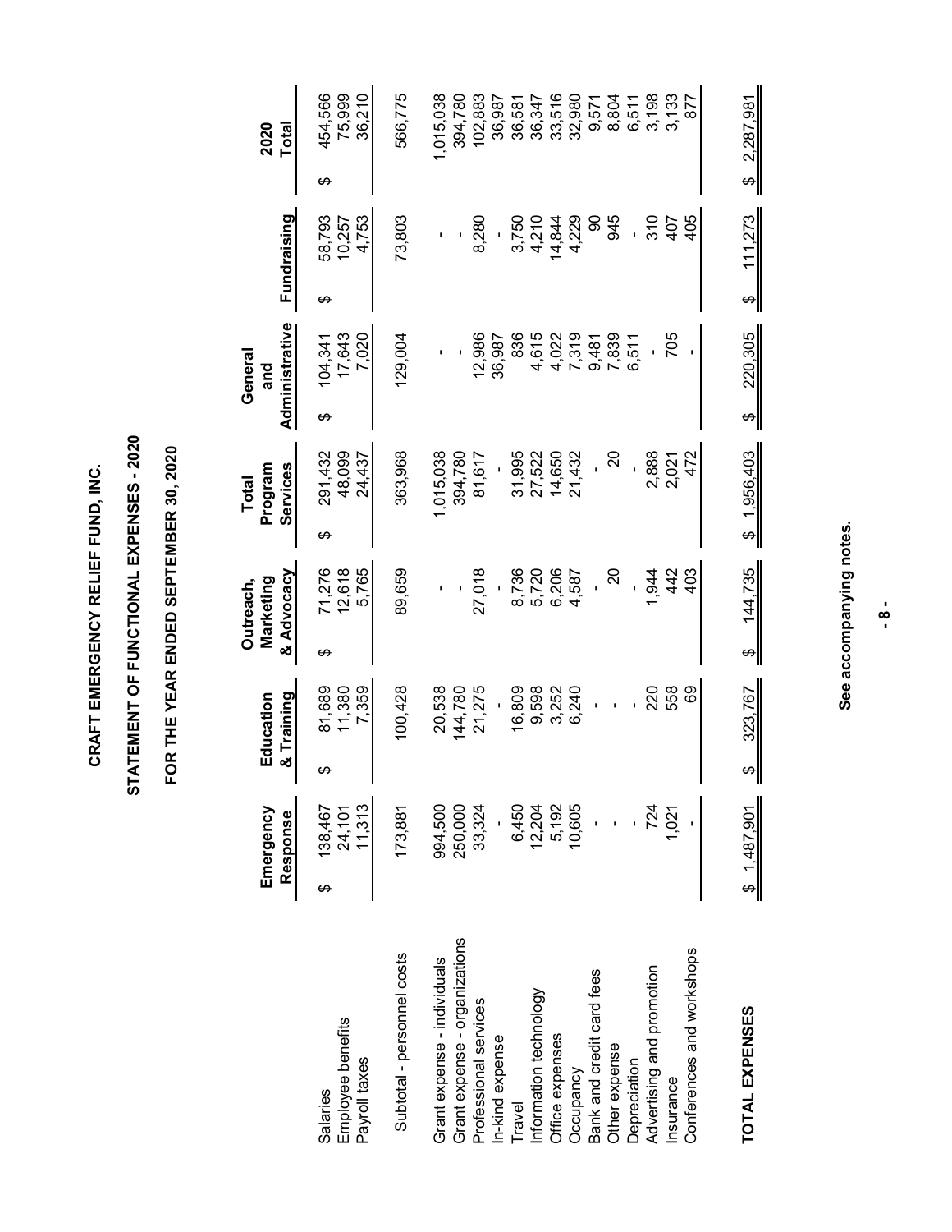# CRAFT EMERGENCY RELIEF FUND, INC.

## STATEMENT OF FUNCTIONAL EXPENSES - 2020

## FOR THE YEAR ENDED SEPTEMBER 30, 2020

| | Emergency Response | Education & Training | Outreach, Marketing & Advocacy | Total Program Services | General and Administrative | Fundraising | 2020 Total |
|---|---|---|---|---|---|---|---|
| Salaries | $ 138,467 | $ 81,689 | $ 71,276 | $ 291,432 | $ 104,341 | $ 58,793 | $ 454,566 |
| Employee benefits | 24,101 | 11,380 | 12,618 | 48,099 | 17,643 | 10,257 | 75,999 |
| Payroll taxes | 11,313 | 7,359 | 5,765 | 24,437 | 7,020 | 4,753 | 36,210 |
| Subtotal - personnel costs | 173,881 | 100,428 | 89,659 | 363,968 | 129,004 | 73,803 | 566,775 |
| Grant expense - individuals | 994,500 | 20,538 | - | 1,015,038 | - | - | 1,015,038 |
| Grant expense - organizations | 250,000 | 144,780 | - | 394,780 | - | - | 394,780 |
| Professional services | 33,324 | 21,275 | 27,018 | 81,617 | 12,986 | 8,280 | 102,883 |
| In-kind expense | - | - | - | - | 36,987 | - | 36,987 |
| Travel | 6,450 | 16,809 | 8,736 | 31,995 | 836 | 3,750 | 36,581 |
| Information technology | 12,204 | 9,598 | 5,720 | 27,522 | 4,615 | 4,210 | 36,347 |
| Office expenses | 5,192 | 3,252 | 6,206 | 14,650 | 4,022 | 14,844 | 33,516 |
| Occupancy | 10,605 | 6,240 | 4,587 | 21,432 | 7,319 | 4,229 | 32,980 |
| Bank and credit card fees | - | - | - | - | 9,481 | 90 | 9,571 |
| Other expense | - | - | 20 | 20 | 7,839 | 945 | 8,804 |
| Depreciation | - | - | - | - | 6,511 | - | 6,511 |
| Advertising and promotion | 724 | 220 | 1,944 | 2,888 | - | 310 | 3,198 |
| Insurance | 1,021 | 558 | 442 | 2,021 | 705 | 407 | 3,133 |
| Conferences and workshops | - | 69 | 403 | 472 | - | 405 | 877 |
| **TOTAL EXPENSES** | $ 1,487,901 | $ 323,767 | $ 144,735 | $ 1,956,403 | $ 220,305 | $ 111,273 | $ 2,287,981 |

**See accompanying notes.**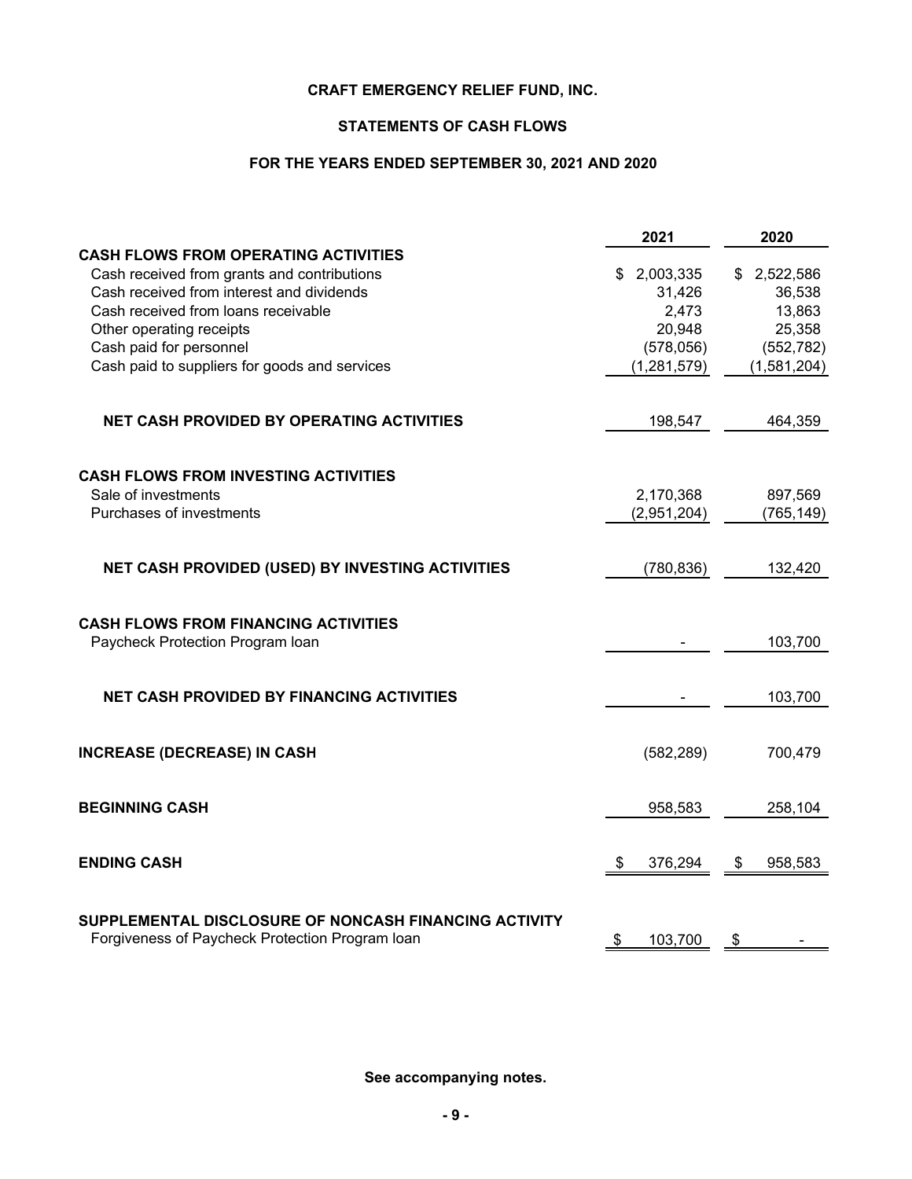# CRAFT EMERGENCY RELIEF FUND, INC.

## STATEMENTS OF CASH FLOWS

### FOR THE YEARS ENDED SEPTEMBER 30, 2021 AND 2020

| | 2021 | 2020 |
|---|---|---|
| **CASH FLOWS FROM OPERATING ACTIVITIES** | | |
| Cash received from grants and contributions | $ 2,003,335 | $ 2,522,586 |
| Cash received from interest and dividends | 31,426 | 36,538 |
| Cash received from loans receivable | 2,473 | 13,863 |
| Other operating receipts | 20,948 | 25,358 |
| Cash paid for personnel | (578,056) | (552,782) |
| Cash paid to suppliers for goods and services | (1,281,579) | (1,581,204) |
| **NET CASH PROVIDED BY OPERATING ACTIVITIES** | 198,547 | 464,359 |
| **CASH FLOWS FROM INVESTING ACTIVITIES** | | |
| Sale of investments | 2,170,368 | 897,569 |
| Purchases of investments | (2,951,204) | (765,149) |
| **NET CASH PROVIDED (USED) BY INVESTING ACTIVITIES** | (780,836) | 132,420 |
| **CASH FLOWS FROM FINANCING ACTIVITIES** | | |
| Paycheck Protection Program loan | - | 103,700 |
| **NET CASH PROVIDED BY FINANCING ACTIVITIES** | - | 103,700 |
| **INCREASE (DECREASE) IN CASH** | (582,289) | 700,479 |
| **BEGINNING CASH** | 958,583 | 258,104 |
| **ENDING CASH** | $ 376,294 | $ 958,583 |
| **SUPPLEMENTAL DISCLOSURE OF NONCASH FINANCING ACTIVITY** | | |
| Forgiveness of Paycheck Protection Program loan | $ 103,700 | $ - |

**See accompanying notes.**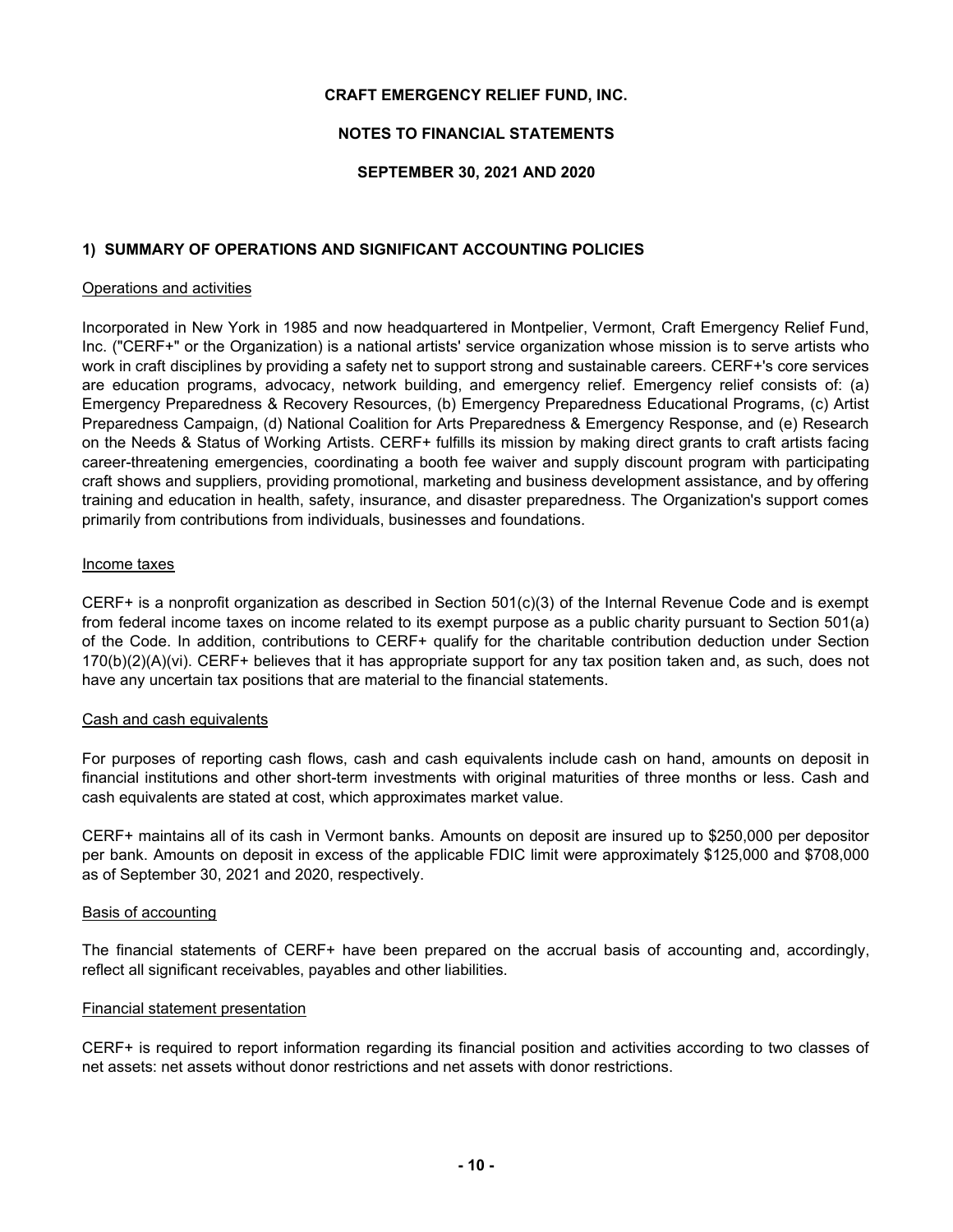# CRAFT EMERGENCY RELIEF FUND, INC.

## NOTES TO FINANCIAL STATEMENTS

## SEPTEMBER 30, 2021 AND 2020

### 1) SUMMARY OF OPERATIONS AND SIGNIFICANT ACCOUNTING POLICIES

Operations and activities

Incorporated in New York in 1985 and now headquartered in Montpelier, Vermont, Craft Emergency Relief Fund, Inc. ("CERF+" or the Organization) is a national artists' service organization whose mission is to serve artists who work in craft disciplines by providing a safety net to support strong and sustainable careers. CERF+'s core services are education programs, advocacy, network building, and emergency relief. Emergency relief consists of: (a) Emergency Preparedness & Recovery Resources, (b) Emergency Preparedness Educational Programs, (c) Artist Preparedness Campaign, (d) National Coalition for Arts Preparedness & Emergency Response, and (e) Research on the Needs & Status of Working Artists. CERF+ fulfills its mission by making direct grants to craft artists facing career-threatening emergencies, coordinating a booth fee waiver and supply discount program with participating craft shows and suppliers, providing promotional, marketing and business development assistance, and by offering training and education in health, safety, insurance, and disaster preparedness. The Organization's support comes primarily from contributions from individuals, businesses and foundations.

Income taxes

CERF+ is a nonprofit organization as described in Section 501(c)(3) of the Internal Revenue Code and is exempt from federal income taxes on income related to its exempt purpose as a public charity pursuant to Section 501(a) of the Code. In addition, contributions to CERF+ qualify for the charitable contribution deduction under Section 170(b)(2)(A)(vi). CERF+ believes that it has appropriate support for any tax position taken and, as such, does not have any uncertain tax positions that are material to the financial statements.

Cash and cash equivalents

For purposes of reporting cash flows, cash and cash equivalents include cash on hand, amounts on deposit in financial institutions and other short-term investments with original maturities of three months or less. Cash and cash equivalents are stated at cost, which approximates market value.

CERF+ maintains all of its cash in Vermont banks. Amounts on deposit are insured up to $250,000 per depositor per bank. Amounts on deposit in excess of the applicable FDIC limit were approximately $125,000 and $708,000 as of September 30, 2021 and 2020, respectively.

Basis of accounting

The financial statements of CERF+ have been prepared on the accrual basis of accounting and, accordingly, reflect all significant receivables, payables and other liabilities.

Financial statement presentation

CERF+ is required to report information regarding its financial position and activities according to two classes of net assets: net assets without donor restrictions and net assets with donor restrictions.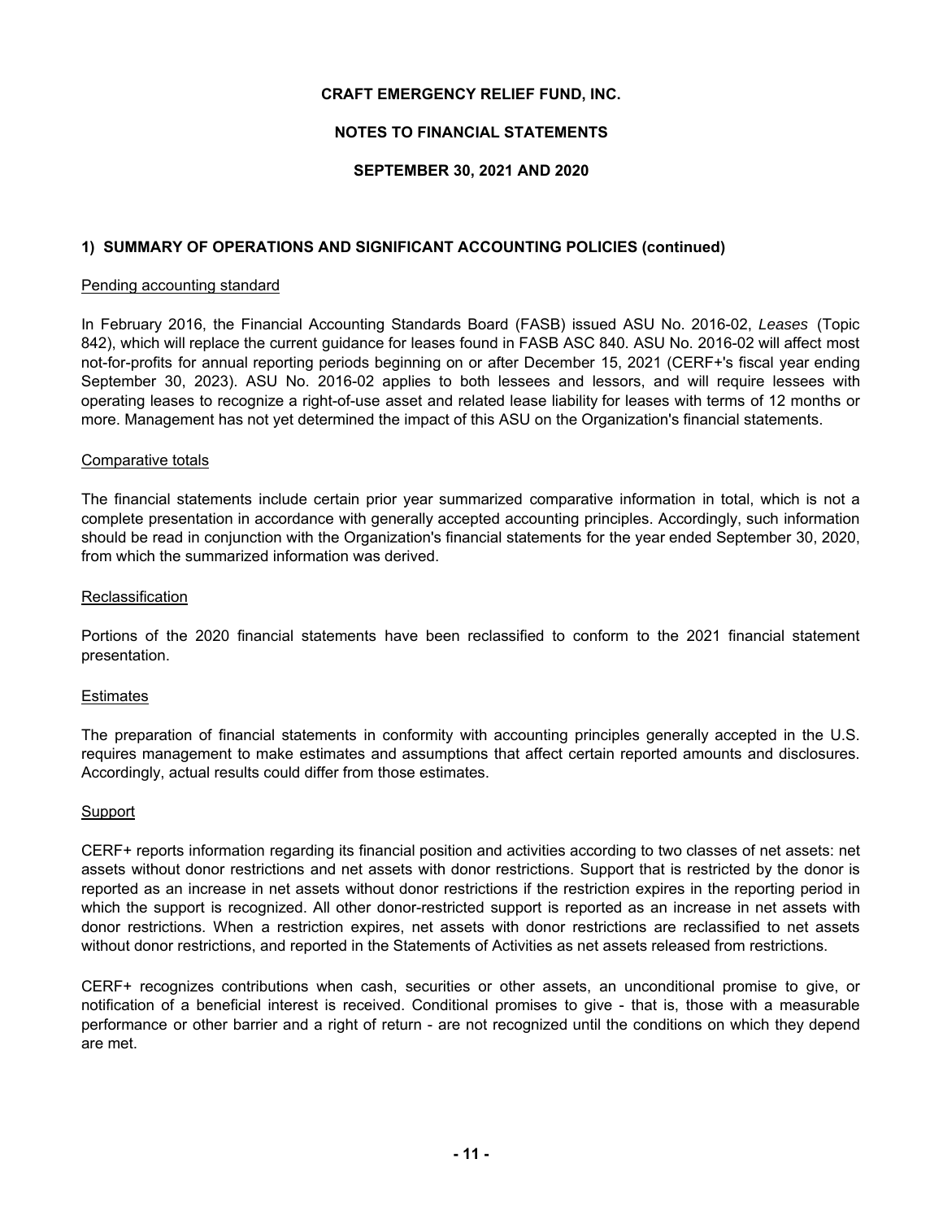**CRAFT EMERGENCY RELIEF FUND, INC.**

**NOTES TO FINANCIAL STATEMENTS**

**SEPTEMBER 30, 2021 AND 2020**

## 1) SUMMARY OF OPERATIONS AND SIGNIFICANT ACCOUNTING POLICIES (continued)

### Pending accounting standard

In February 2016, the Financial Accounting Standards Board (FASB) issued ASU No. 2016-02, *Leases* (Topic 842), which will replace the current guidance for leases found in FASB ASC 840. ASU No. 2016-02 will affect most not-for-profits for annual reporting periods beginning on or after December 15, 2021 (CERF+'s fiscal year ending September 30, 2023). ASU No. 2016-02 applies to both lessees and lessors, and will require lessees with operating leases to recognize a right-of-use asset and related lease liability for leases with terms of 12 months or more. Management has not yet determined the impact of this ASU on the Organization's financial statements.

### Comparative totals

The financial statements include certain prior year summarized comparative information in total, which is not a complete presentation in accordance with generally accepted accounting principles. Accordingly, such information should be read in conjunction with the Organization's financial statements for the year ended September 30, 2020, from which the summarized information was derived.

### Reclassification

Portions of the 2020 financial statements have been reclassified to conform to the 2021 financial statement presentation.

### Estimates

The preparation of financial statements in conformity with accounting principles generally accepted in the U.S. requires management to make estimates and assumptions that affect certain reported amounts and disclosures. Accordingly, actual results could differ from those estimates.

### Support

CERF+ reports information regarding its financial position and activities according to two classes of net assets: net assets without donor restrictions and net assets with donor restrictions. Support that is restricted by the donor is reported as an increase in net assets without donor restrictions if the restriction expires in the reporting period in which the support is recognized. All other donor-restricted support is reported as an increase in net assets with donor restrictions. When a restriction expires, net assets with donor restrictions are reclassified to net assets without donor restrictions, and reported in the Statements of Activities as net assets released from restrictions.

CERF+ recognizes contributions when cash, securities or other assets, an unconditional promise to give, or notification of a beneficial interest is received. Conditional promises to give - that is, those with a measurable performance or other barrier and a right of return - are not recognized until the conditions on which they depend are met.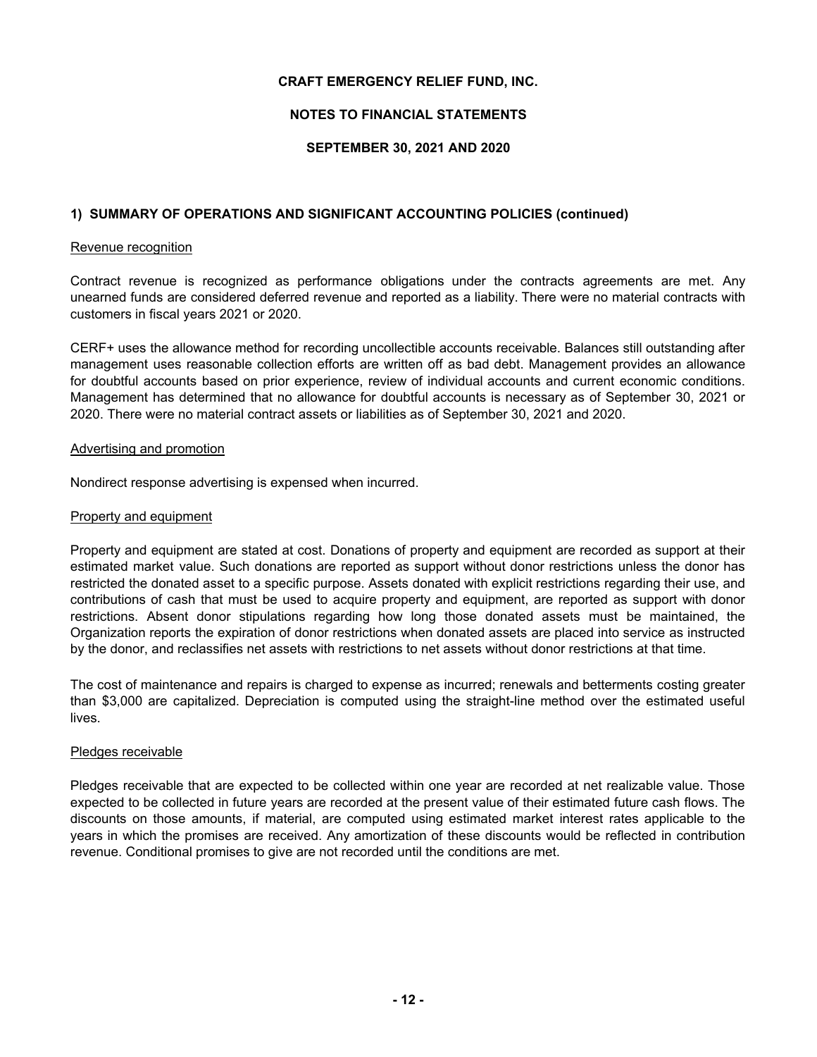## 1) SUMMARY OF OPERATIONS AND SIGNIFICANT ACCOUNTING POLICIES (continued)

Revenue recognition

Contract revenue is recognized as performance obligations under the contracts agreements are met. Any unearned funds are considered deferred revenue and reported as a liability. There were no material contracts with customers in fiscal years 2021 or 2020.

CERF+ uses the allowance method for recording uncollectible accounts receivable. Balances still outstanding after management uses reasonable collection efforts are written off as bad debt. Management provides an allowance for doubtful accounts based on prior experience, review of individual accounts and current economic conditions. Management has determined that no allowance for doubtful accounts is necessary as of September 30, 2021 or 2020. There were no material contract assets or liabilities as of September 30, 2021 and 2020.

Advertising and promotion

Nondirect response advertising is expensed when incurred.

Property and equipment

Property and equipment are stated at cost. Donations of property and equipment are recorded as support at their estimated market value. Such donations are reported as support without donor restrictions unless the donor has restricted the donated asset to a specific purpose. Assets donated with explicit restrictions regarding their use, and contributions of cash that must be used to acquire property and equipment, are reported as support with donor restrictions. Absent donor stipulations regarding how long those donated assets must be maintained, the Organization reports the expiration of donor restrictions when donated assets are placed into service as instructed by the donor, and reclassifies net assets with restrictions to net assets without donor restrictions at that time.

The cost of maintenance and repairs is charged to expense as incurred; renewals and betterments costing greater than $3,000 are capitalized. Depreciation is computed using the straight-line method over the estimated useful lives.

Pledges receivable

Pledges receivable that are expected to be collected within one year are recorded at net realizable value. Those expected to be collected in future years are recorded at the present value of their estimated future cash flows. The discounts on those amounts, if material, are computed using estimated market interest rates applicable to the years in which the promises are received. Any amortization of these discounts would be reflected in contribution revenue. Conditional promises to give are not recorded until the conditions are met.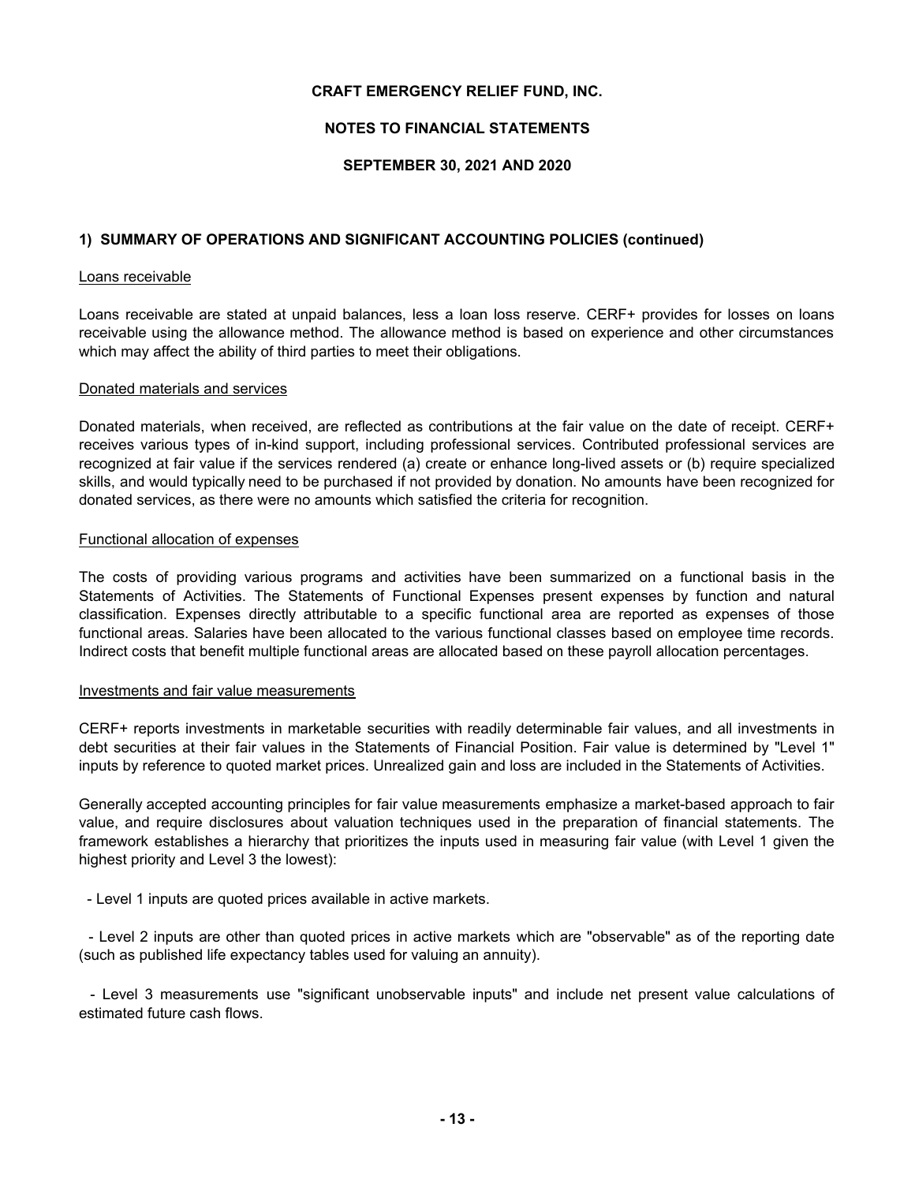**CRAFT EMERGENCY RELIEF FUND, INC.**

**NOTES TO FINANCIAL STATEMENTS**

**SEPTEMBER 30, 2021 AND 2020**

## 1) SUMMARY OF OPERATIONS AND SIGNIFICANT ACCOUNTING POLICIES (continued)

### Loans receivable

Loans receivable are stated at unpaid balances, less a loan loss reserve. CERF+ provides for losses on loans receivable using the allowance method. The allowance method is based on experience and other circumstances which may affect the ability of third parties to meet their obligations.

### Donated materials and services

Donated materials, when received, are reflected as contributions at the fair value on the date of receipt. CERF+ receives various types of in-kind support, including professional services. Contributed professional services are recognized at fair value if the services rendered (a) create or enhance long-lived assets or (b) require specialized skills, and would typically need to be purchased if not provided by donation. No amounts have been recognized for donated services, as there were no amounts which satisfied the criteria for recognition.

### Functional allocation of expenses

The costs of providing various programs and activities have been summarized on a functional basis in the Statements of Activities. The Statements of Functional Expenses present expenses by function and natural classification. Expenses directly attributable to a specific functional area are reported as expenses of those functional areas. Salaries have been allocated to the various functional classes based on employee time records. Indirect costs that benefit multiple functional areas are allocated based on these payroll allocation percentages.

### Investments and fair value measurements

CERF+ reports investments in marketable securities with readily determinable fair values, and all investments in debt securities at their fair values in the Statements of Financial Position. Fair value is determined by "Level 1" inputs by reference to quoted market prices. Unrealized gain and loss are included in the Statements of Activities.

Generally accepted accounting principles for fair value measurements emphasize a market-based approach to fair value, and require disclosures about valuation techniques used in the preparation of financial statements. The framework establishes a hierarchy that prioritizes the inputs used in measuring fair value (with Level 1 given the highest priority and Level 3 the lowest):

- Level 1 inputs are quoted prices available in active markets.

- Level 2 inputs are other than quoted prices in active markets which are "observable" as of the reporting date (such as published life expectancy tables used for valuing an annuity).

- Level 3 measurements use "significant unobservable inputs" and include net present value calculations of estimated future cash flows.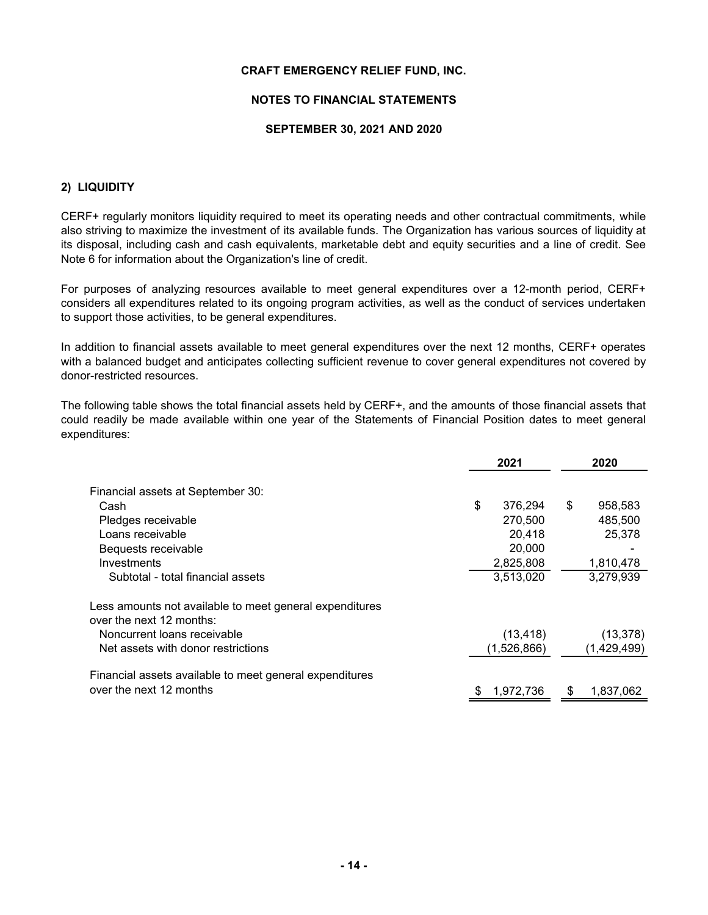CRAFT EMERGENCY RELIEF FUND, INC.

NOTES TO FINANCIAL STATEMENTS

SEPTEMBER 30, 2021 AND 2020

## 2) LIQUIDITY

CERF+ regularly monitors liquidity required to meet its operating needs and other contractual commitments, while also striving to maximize the investment of its available funds. The Organization has various sources of liquidity at its disposal, including cash and cash equivalents, marketable debt and equity securities and a line of credit. See Note 6 for information about the Organization's line of credit.

For purposes of analyzing resources available to meet general expenditures over a 12-month period, CERF+ considers all expenditures related to its ongoing program activities, as well as the conduct of services undertaken to support those activities, to be general expenditures.

In addition to financial assets available to meet general expenditures over the next 12 months, CERF+ operates with a balanced budget and anticipates collecting sufficient revenue to cover general expenditures not covered by donor-restricted resources.

The following table shows the total financial assets held by CERF+, and the amounts of those financial assets that could readily be made available within one year of the Statements of Financial Position dates to meet general expenditures:

| | 2021 | 2020 |
|---|---|---|
| Financial assets at September 30: | | |
| Cash | $ 376,294 | $ 958,583 |
| Pledges receivable | 270,500 | 485,500 |
| Loans receivable | 20,418 | 25,378 |
| Bequests receivable | 20,000 | - |
| Investments | 2,825,808 | 1,810,478 |
| Subtotal - total financial assets | 3,513,020 | 3,279,939 |
| Less amounts not available to meet general expenditures over the next 12 months: | | |
| Noncurrent loans receivable | (13,418) | (13,378) |
| Net assets with donor restrictions | (1,526,866) | (1,429,499) |
| Financial assets available to meet general expenditures over the next 12 months | $ 1,972,736 | $ 1,837,062 |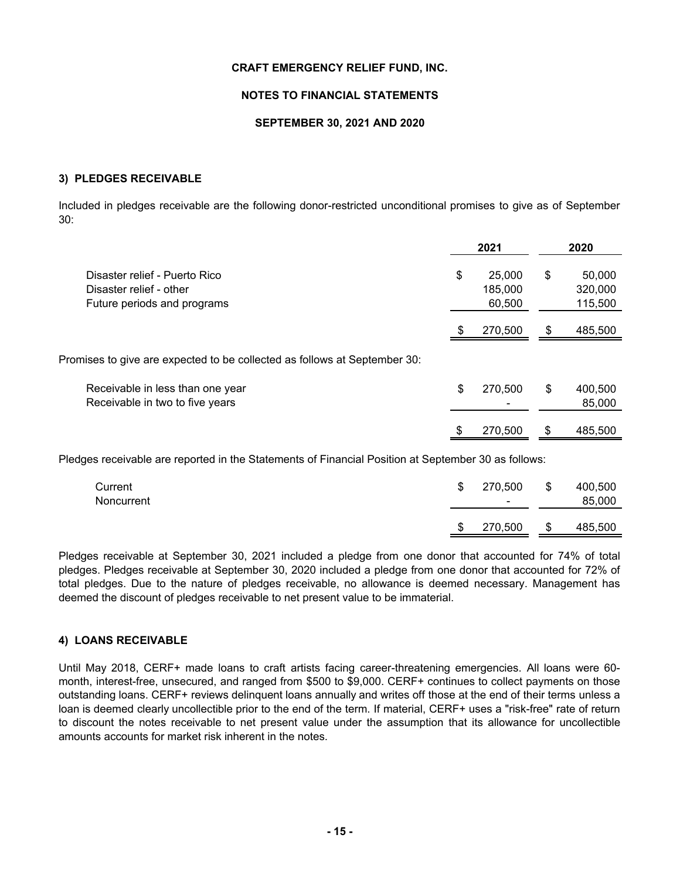CRAFT EMERGENCY RELIEF FUND, INC.

NOTES TO FINANCIAL STATEMENTS

SEPTEMBER 30, 2021 AND 2020

### 3) PLEDGES RECEIVABLE

Included in pledges receivable are the following donor-restricted unconditional promises to give as of September 30:

| | 2021 | 2020 |
|---|---|---|
| Disaster relief - Puerto Rico | $ 25,000 | $ 50,000 |
| Disaster relief - other | 185,000 | 320,000 |
| Future periods and programs | 60,500 | 115,500 |
| | $ 270,500 | $ 485,500 |

Promises to give are expected to be collected as follows at September 30:

| | 2021 | 2020 |
|---|---|---|
| Receivable in less than one year | $ 270,500 | $ 400,500 |
| Receivable in two to five years | - | 85,000 |
| | $ 270,500 | $ 485,500 |

Pledges receivable are reported in the Statements of Financial Position at September 30 as follows:

| | 2021 | 2020 |
|---|---|---|
| Current | $ 270,500 | $ 400,500 |
| Noncurrent | - | 85,000 |
| | $ 270,500 | $ 485,500 |

Pledges receivable at September 30, 2021 included a pledge from one donor that accounted for 74% of total pledges. Pledges receivable at September 30, 2020 included a pledge from one donor that accounted for 72% of total pledges. Due to the nature of pledges receivable, no allowance is deemed necessary. Management has deemed the discount of pledges receivable to net present value to be immaterial.

### 4) LOANS RECEIVABLE

Until May 2018, CERF+ made loans to craft artists facing career-threatening emergencies. All loans were 60-month, interest-free, unsecured, and ranged from $500 to $9,000. CERF+ continues to collect payments on those outstanding loans. CERF+ reviews delinquent loans annually and writes off those at the end of their terms unless a loan is deemed clearly uncollectible prior to the end of the term. If material, CERF+ uses a "risk-free" rate of return to discount the notes receivable to net present value under the assumption that its allowance for uncollectible amounts accounts for market risk inherent in the notes.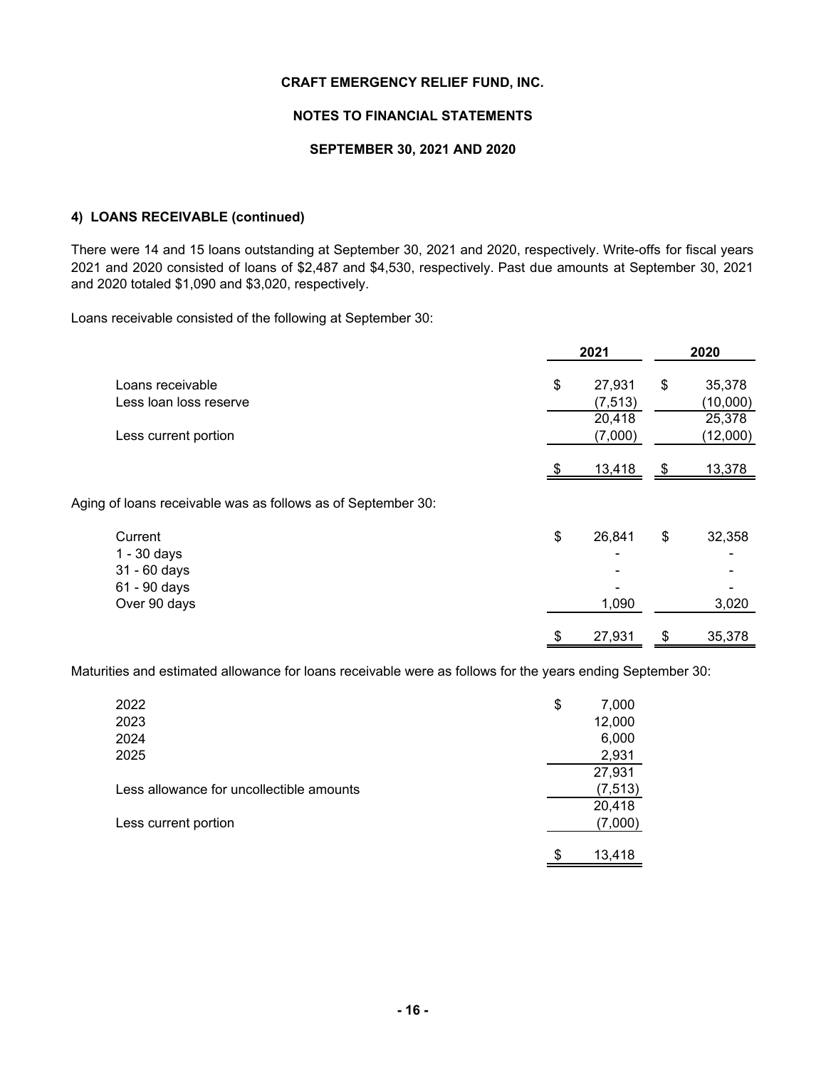#### 4) LOANS RECEIVABLE (continued)

There were 14 and 15 loans outstanding at September 30, 2021 and 2020, respectively. Write-offs for fiscal years 2021 and 2020 consisted of loans of $2,487 and $4,530, respectively. Past due amounts at September 30, 2021 and 2020 totaled $1,090 and $3,020, respectively.

Loans receivable consisted of the following at September 30:

| | 2021 | 2020 |
|---|---|---|
| Loans receivable | $ 27,931 | $ 35,378 |
| Less loan loss reserve | (7,513) | (10,000) |
| | 20,418 | 25,378 |
| Less current portion | (7,000) | (12,000) |
| | $ 13,418 | $ 13,378 |

Aging of loans receivable was as follows as of September 30:

| | 2021 | 2020 |
|---|---|---|
| Current | $ 26,841 | $ 32,358 |
| 1 - 30 days | - | - |
| 31 - 60 days | - | - |
| 61 - 90 days | - | - |
| Over 90 days | 1,090 | 3,020 |
| | $ 27,931 | $ 35,378 |

Maturities and estimated allowance for loans receivable were as follows for the years ending September 30:

| | |
|---|---|
| 2022 | $ 7,000 |
| 2023 | 12,000 |
| 2024 | 6,000 |
| 2025 | 2,931 |
| | 27,931 |
| Less allowance for uncollectible amounts | (7,513) |
| | 20,418 |
| Less current portion | (7,000) |
| | $ 13,418 |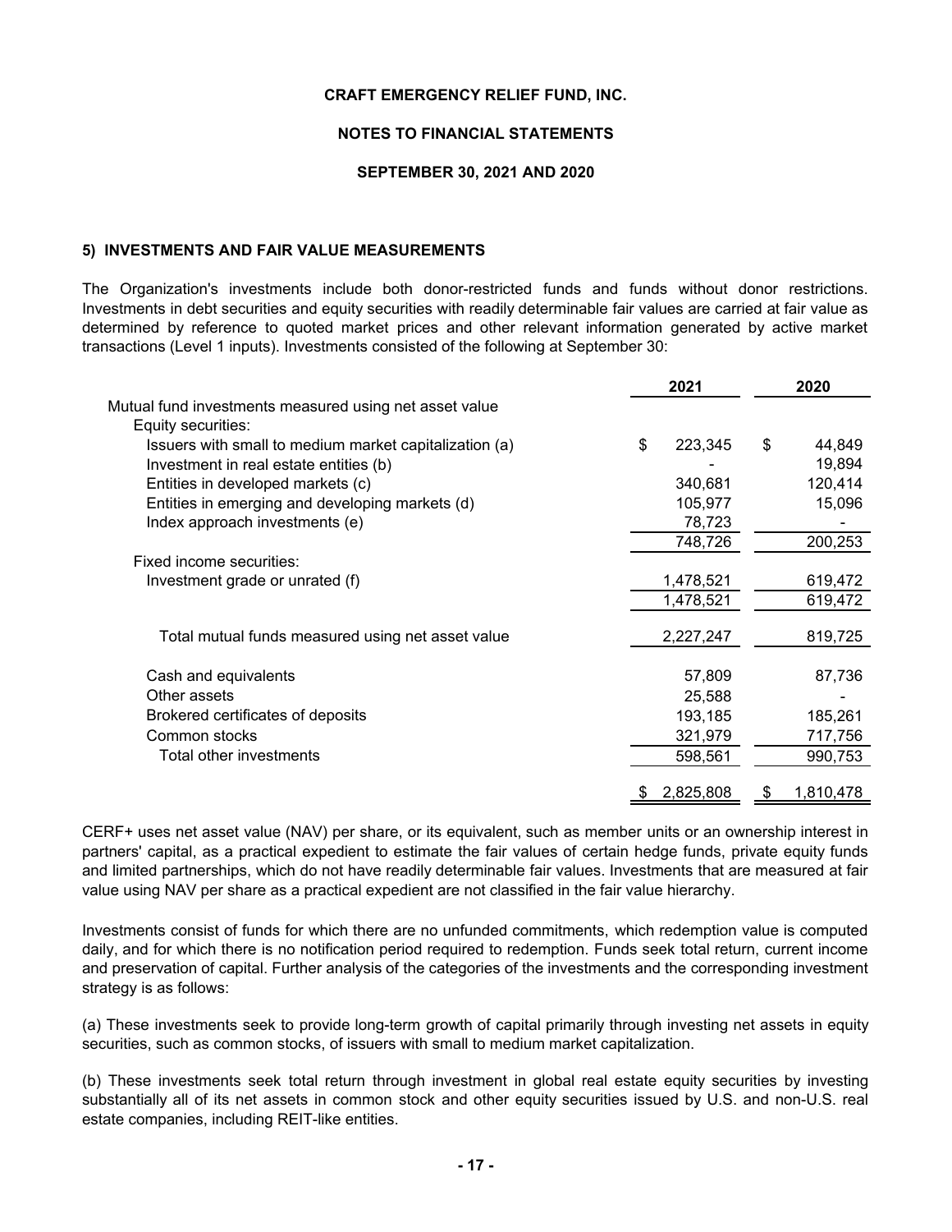**CRAFT EMERGENCY RELIEF FUND, INC.**

**NOTES TO FINANCIAL STATEMENTS**

**SEPTEMBER 30, 2021 AND 2020**

## 5) INVESTMENTS AND FAIR VALUE MEASUREMENTS

The Organization's investments include both donor-restricted funds and funds without donor restrictions. Investments in debt securities and equity securities with readily determinable fair values are carried at fair value as determined by reference to quoted market prices and other relevant information generated by active market transactions (Level 1 inputs). Investments consisted of the following at September 30:

| | 2021 | 2020 |
|---|---|---|
| Mutual fund investments measured using net asset value | | |
| Equity securities: | | |
| Issuers with small to medium market capitalization (a) | $ 223,345 | $ 44,849 |
| Investment in real estate entities (b) | - | 19,894 |
| Entities in developed markets (c) | 340,681 | 120,414 |
| Entities in emerging and developing markets (d) | 105,977 | 15,096 |
| Index approach investments (e) | 78,723 | - |
| | 748,726 | 200,253 |
| Fixed income securities: | | |
| Investment grade or unrated (f) | 1,478,521 | 619,472 |
| | 1,478,521 | 619,472 |
| Total mutual funds measured using net asset value | 2,227,247 | 819,725 |
| Cash and equivalents | 57,809 | 87,736 |
| Other assets | 25,588 | - |
| Brokered certificates of deposits | 193,185 | 185,261 |
| Common stocks | 321,979 | 717,756 |
| Total other investments | 598,561 | 990,753 |
| | $ 2,825,808 | $ 1,810,478 |

CERF+ uses net asset value (NAV) per share, or its equivalent, such as member units or an ownership interest in partners' capital, as a practical expedient to estimate the fair values of certain hedge funds, private equity funds and limited partnerships, which do not have readily determinable fair values. Investments that are measured at fair value using NAV per share as a practical expedient are not classified in the fair value hierarchy.

Investments consist of funds for which there are no unfunded commitments, which redemption value is computed daily, and for which there is no notification period required to redemption. Funds seek total return, current income and preservation of capital. Further analysis of the categories of the investments and the corresponding investment strategy is as follows:

(a) These investments seek to provide long-term growth of capital primarily through investing net assets in equity securities, such as common stocks, of issuers with small to medium market capitalization.

(b) These investments seek total return through investment in global real estate equity securities by investing substantially all of its net assets in common stock and other equity securities issued by U.S. and non-U.S. real estate companies, including REIT-like entities.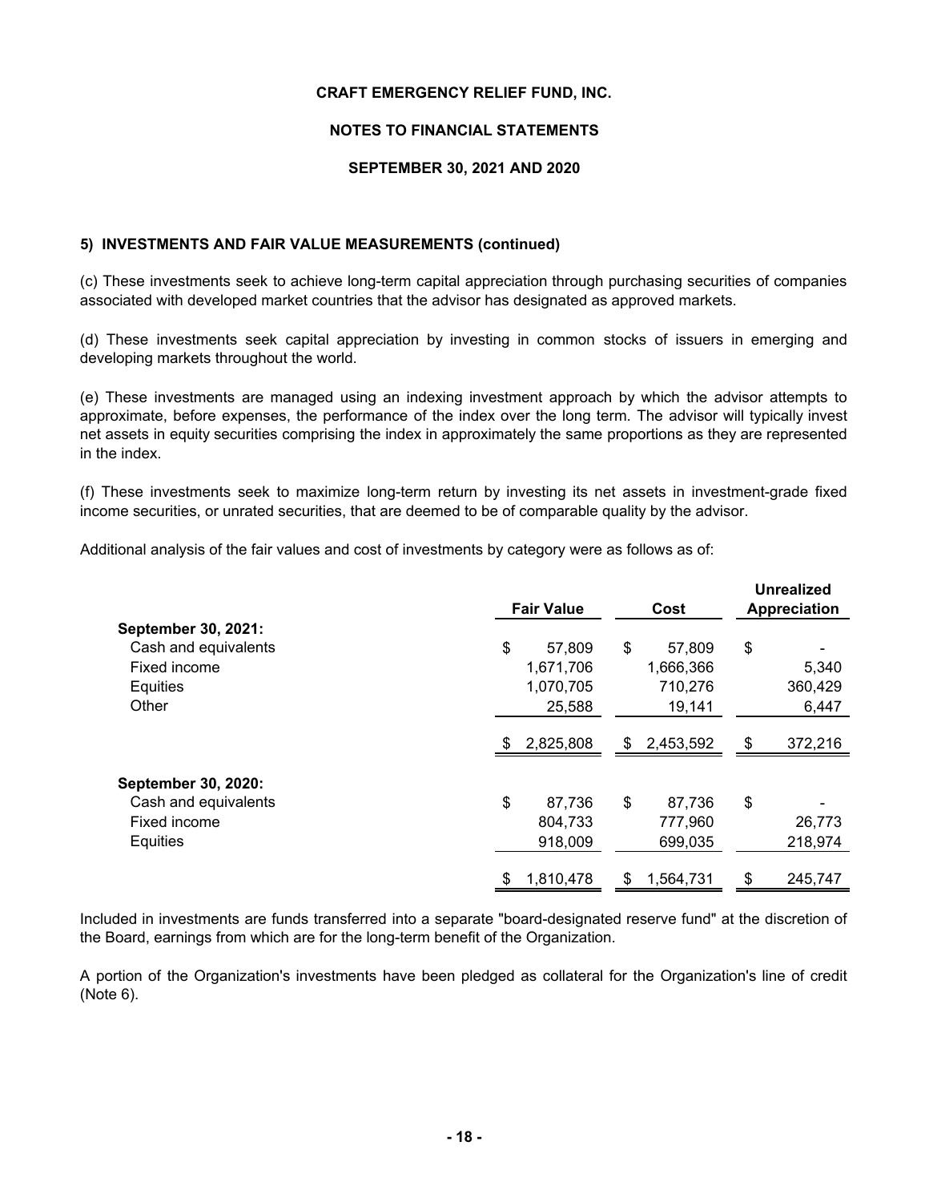#### 5) INVESTMENTS AND FAIR VALUE MEASUREMENTS (continued)

(c) These investments seek to achieve long-term capital appreciation through purchasing securities of companies associated with developed market countries that the advisor has designated as approved markets.

(d) These investments seek capital appreciation by investing in common stocks of issuers in emerging and developing markets throughout the world.

(e) These investments are managed using an indexing investment approach by which the advisor attempts to approximate, before expenses, the performance of the index over the long term. The advisor will typically invest net assets in equity securities comprising the index in approximately the same proportions as they are represented in the index.

(f) These investments seek to maximize long-term return by investing its net assets in investment-grade fixed income securities, or unrated securities, that are deemed to be of comparable quality by the advisor.

Additional analysis of the fair values and cost of investments by category were as follows as of:

| | Fair Value | Cost | Unrealized Appreciation |
|---|---|---|---|
| **September 30, 2021:** | | | |
| Cash and equivalents | $ 57,809 | $ 57,809 | $ - |
| Fixed income | 1,671,706 | 1,666,366 | 5,340 |
| Equities | 1,070,705 | 710,276 | 360,429 |
| Other | 25,588 | 19,141 | 6,447 |
| | $ 2,825,808 | $ 2,453,592 | $ 372,216 |
| **September 30, 2020:** | | | |
| Cash and equivalents | $ 87,736 | $ 87,736 | $ - |
| Fixed income | 804,733 | 777,960 | 26,773 |
| Equities | 918,009 | 699,035 | 218,974 |
| | $ 1,810,478 | $ 1,564,731 | $ 245,747 |

Included in investments are funds transferred into a separate "board-designated reserve fund" at the discretion of the Board, earnings from which are for the long-term benefit of the Organization.

A portion of the Organization's investments have been pledged as collateral for the Organization's line of credit (Note 6).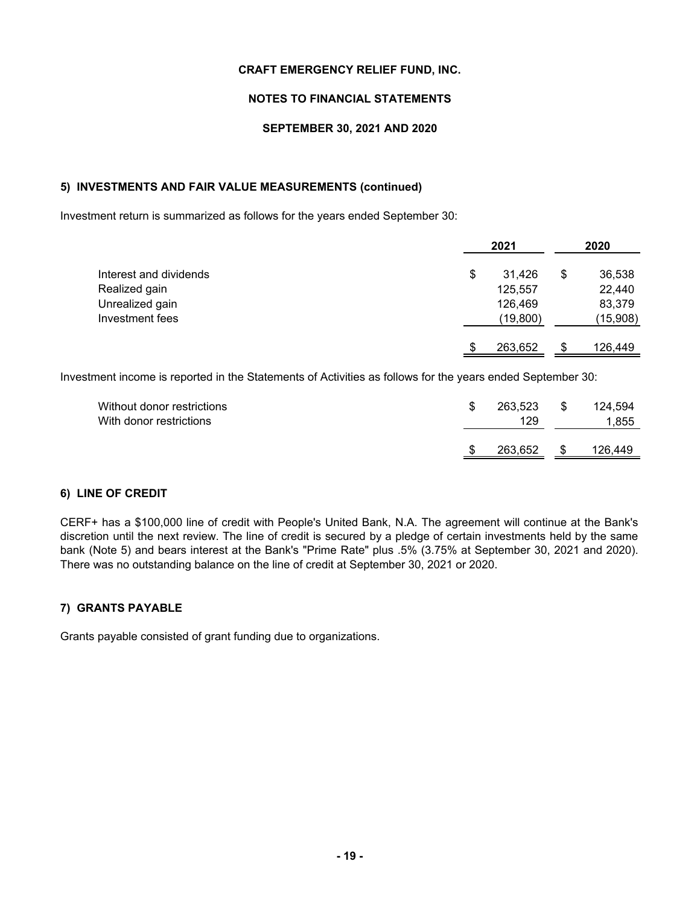# CRAFT EMERGENCY RELIEF FUND, INC.

## NOTES TO FINANCIAL STATEMENTS

## SEPTEMBER 30, 2021 AND 2020

### 5) INVESTMENTS AND FAIR VALUE MEASUREMENTS (continued)

Investment return is summarized as follows for the years ended September 30:

| | 2021 | 2020 |
|---|---|---|
| Interest and dividends | $ 31,426 | $ 36,538 |
| Realized gain | 125,557 | 22,440 |
| Unrealized gain | 126,469 | 83,379 |
| Investment fees | (19,800) | (15,908) |
| | $ 263,652 | $ 126,449 |

Investment income is reported in the Statements of Activities as follows for the years ended September 30:

| | 2021 | 2020 |
|---|---|---|
| Without donor restrictions | $ 263,523 | $ 124,594 |
| With donor restrictions | 129 | 1,855 |
| | $ 263,652 | $ 126,449 |

### 6) LINE OF CREDIT

CERF+ has a $100,000 line of credit with People's United Bank, N.A. The agreement will continue at the Bank's discretion until the next review. The line of credit is secured by a pledge of certain investments held by the same bank (Note 5) and bears interest at the Bank's "Prime Rate" plus .5% (3.75% at September 30, 2021 and 2020). There was no outstanding balance on the line of credit at September 30, 2021 or 2020.

### 7) GRANTS PAYABLE

Grants payable consisted of grant funding due to organizations.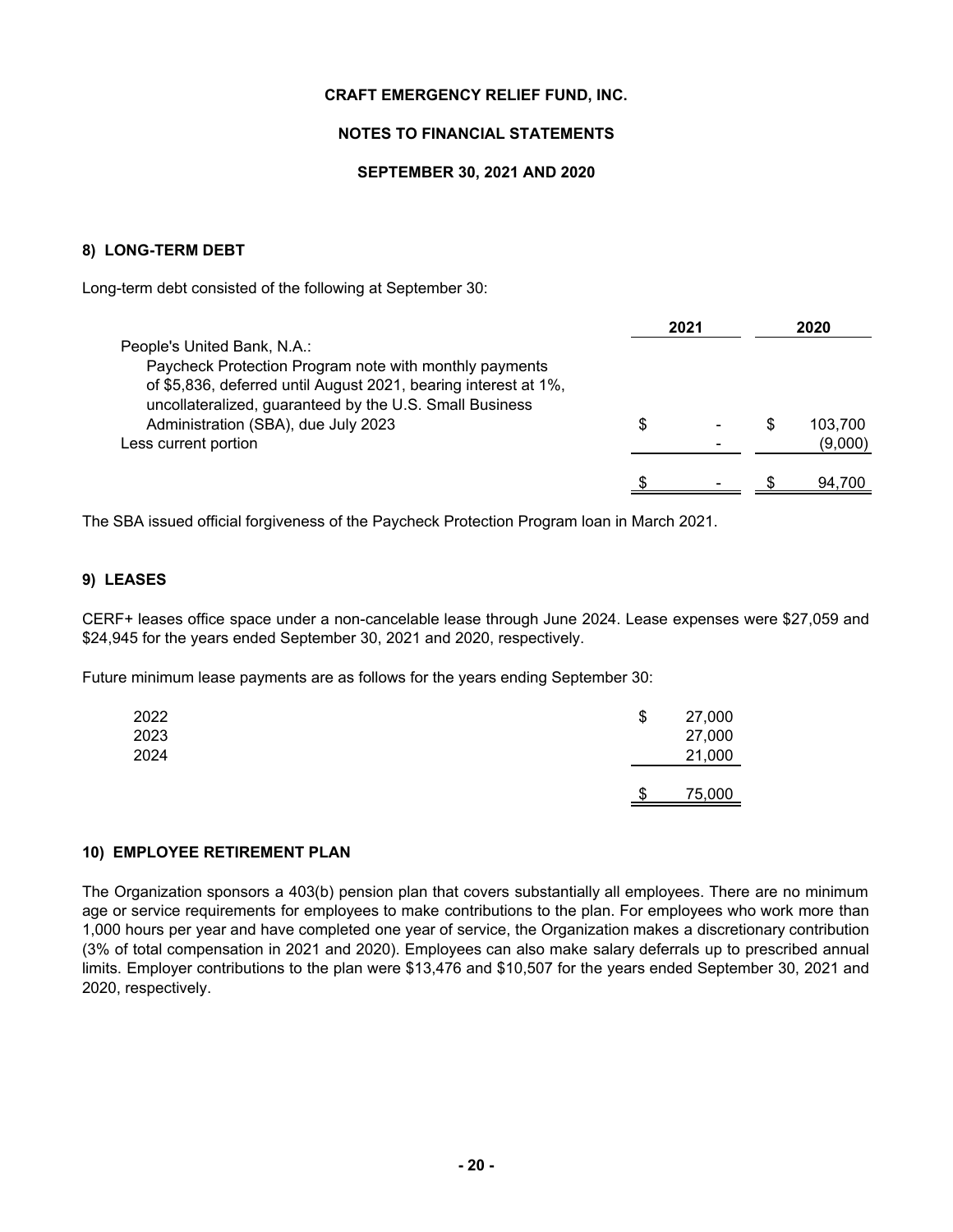# CRAFT EMERGENCY RELIEF FUND, INC.

## NOTES TO FINANCIAL STATEMENTS

## SEPTEMBER 30, 2021 AND 2020

### 8) LONG-TERM DEBT

Long-term debt consisted of the following at September 30:

| | 2021 | 2020 |
|---|---|---|
| People's United Bank, N.A.: | | |
| Paycheck Protection Program note with monthly payments of $5,836, deferred until August 2021, bearing interest at 1%, uncollateralized, guaranteed by the U.S. Small Business Administration (SBA), due July 2023 | $ - | $ 103,700 |
| Less current portion | - | (9,000) |
| | $ - | $ 94,700 |

The SBA issued official forgiveness of the Paycheck Protection Program loan in March 2021.

### 9) LEASES

CERF+ leases office space under a non-cancelable lease through June 2024. Lease expenses were $27,059 and $24,945 for the years ended September 30, 2021 and 2020, respectively.

Future minimum lease payments are as follows for the years ending September 30:

| | |
|---|---|
| 2022 | $ 27,000 |
| 2023 | 27,000 |
| 2024 | 21,000 |
| | $ 75,000 |

### 10) EMPLOYEE RETIREMENT PLAN

The Organization sponsors a 403(b) pension plan that covers substantially all employees. There are no minimum age or service requirements for employees to make contributions to the plan. For employees who work more than 1,000 hours per year and have completed one year of service, the Organization makes a discretionary contribution (3% of total compensation in 2021 and 2020). Employees can also make salary deferrals up to prescribed annual limits. Employer contributions to the plan were $13,476 and $10,507 for the years ended September 30, 2021 and 2020, respectively.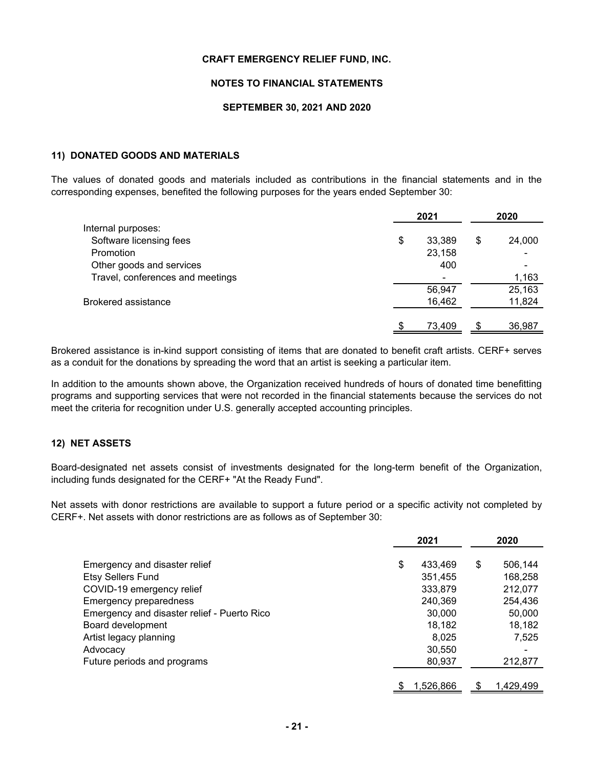CRAFT EMERGENCY RELIEF FUND, INC.

NOTES TO FINANCIAL STATEMENTS

SEPTEMBER 30, 2021 AND 2020

### 11) DONATED GOODS AND MATERIALS

The values of donated goods and materials included as contributions in the financial statements and in the corresponding expenses, benefited the following purposes for the years ended September 30:

| | 2021 | 2020 |
|---|---|---|
| Internal purposes: | | |
| Software licensing fees | $ 33,389 | $ 24,000 |
| Promotion | 23,158 | - |
| Other goods and services | 400 | - |
| Travel, conferences and meetings | - | 1,163 |
| | 56,947 | 25,163 |
| Brokered assistance | 16,462 | 11,824 |
| | $ 73,409 | $ 36,987 |

Brokered assistance is in-kind support consisting of items that are donated to benefit craft artists. CERF+ serves as a conduit for the donations by spreading the word that an artist is seeking a particular item.

In addition to the amounts shown above, the Organization received hundreds of hours of donated time benefitting programs and supporting services that were not recorded in the financial statements because the services do not meet the criteria for recognition under U.S. generally accepted accounting principles.

### 12) NET ASSETS

Board-designated net assets consist of investments designated for the long-term benefit of the Organization, including funds designated for the CERF+ "At the Ready Fund".

Net assets with donor restrictions are available to support a future period or a specific activity not completed by CERF+. Net assets with donor restrictions are as follows as of September 30:

| | 2021 | 2020 |
|---|---|---|
| Emergency and disaster relief | $ 433,469 | $ 506,144 |
| Etsy Sellers Fund | 351,455 | 168,258 |
| COVID-19 emergency relief | 333,879 | 212,077 |
| Emergency preparedness | 240,369 | 254,436 |
| Emergency and disaster relief - Puerto Rico | 30,000 | 50,000 |
| Board development | 18,182 | 18,182 |
| Artist legacy planning | 8,025 | 7,525 |
| Advocacy | 30,550 | - |
| Future periods and programs | 80,937 | 212,877 |
| | $ 1,526,866 | $ 1,429,499 |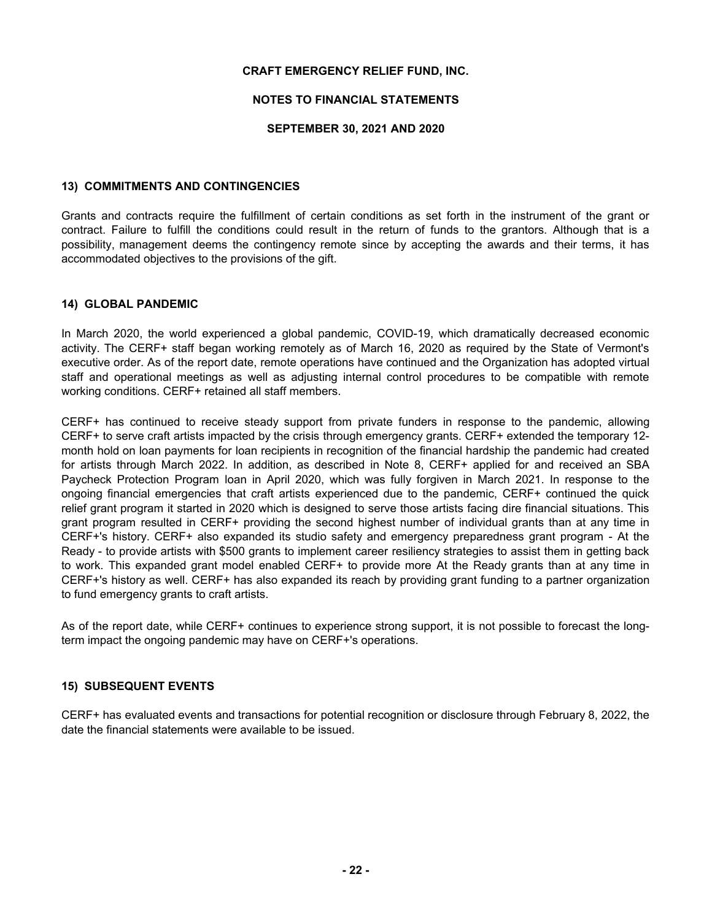**CRAFT EMERGENCY RELIEF FUND, INC.**

**NOTES TO FINANCIAL STATEMENTS**

**SEPTEMBER 30, 2021 AND 2020**

## 13) COMMITMENTS AND CONTINGENCIES

Grants and contracts require the fulfillment of certain conditions as set forth in the instrument of the grant or contract. Failure to fulfill the conditions could result in the return of funds to the grantors. Although that is a possibility, management deems the contingency remote since by accepting the awards and their terms, it has accommodated objectives to the provisions of the gift.

## 14) GLOBAL PANDEMIC

In March 2020, the world experienced a global pandemic, COVID-19, which dramatically decreased economic activity. The CERF+ staff began working remotely as of March 16, 2020 as required by the State of Vermont's executive order. As of the report date, remote operations have continued and the Organization has adopted virtual staff and operational meetings as well as adjusting internal control procedures to be compatible with remote working conditions. CERF+ retained all staff members.

CERF+ has continued to receive steady support from private funders in response to the pandemic, allowing CERF+ to serve craft artists impacted by the crisis through emergency grants. CERF+ extended the temporary 12-month hold on loan payments for loan recipients in recognition of the financial hardship the pandemic had created for artists through March 2022. In addition, as described in Note 8, CERF+ applied for and received an SBA Paycheck Protection Program loan in April 2020, which was fully forgiven in March 2021. In response to the ongoing financial emergencies that craft artists experienced due to the pandemic, CERF+ continued the quick relief grant program it started in 2020 which is designed to serve those artists facing dire financial situations. This grant program resulted in CERF+ providing the second highest number of individual grants than at any time in CERF+'s history. CERF+ also expanded its studio safety and emergency preparedness grant program - At the Ready - to provide artists with $500 grants to implement career resiliency strategies to assist them in getting back to work. This expanded grant model enabled CERF+ to provide more At the Ready grants than at any time in CERF+'s history as well. CERF+ has also expanded its reach by providing grant funding to a partner organization to fund emergency grants to craft artists.

As of the report date, while CERF+ continues to experience strong support, it is not possible to forecast the long-term impact the ongoing pandemic may have on CERF+'s operations.

## 15) SUBSEQUENT EVENTS

CERF+ has evaluated events and transactions for potential recognition or disclosure through February 8, 2022, the date the financial statements were available to be issued.